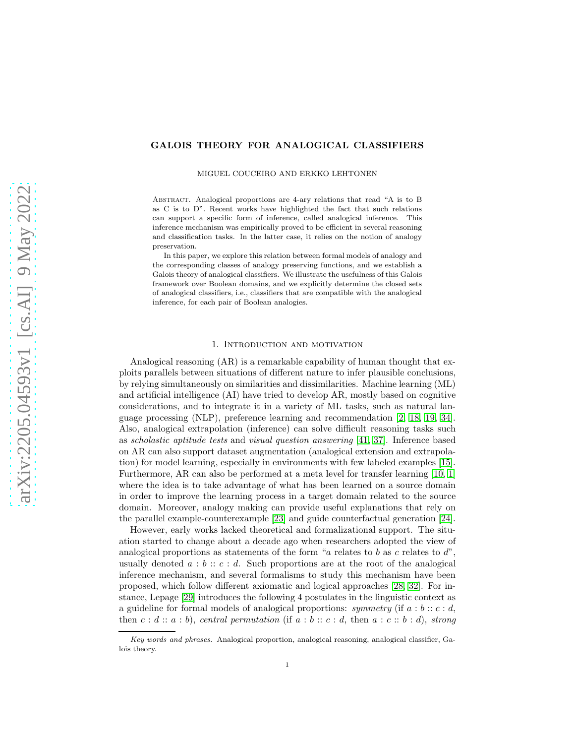# GALOIS THEORY FOR ANALOGICAL CLASSIFIERS

MIGUEL COUCEIRO AND ERKKO LEHTONEN

Abstract. Analogical proportions are 4-ary relations that read "A is to B as C is to D". Recent works have highlighted the fact that such relations can support a specific form of inference, called analogical inference. This inference mechanism was empirically proved to be efficient in several reasoning and classification tasks. In the latter case, it relies on the notion of analogy preservation.

In this paper, we explore this relation between formal models of analogy and the corresponding classes of analogy preserving functions, and we establish a Galois theory of analogical classifiers. We illustrate the usefulness of this Galois framework over Boolean domains, and we explicitly determine the closed sets of analogical classifiers, i.e., classifiers that are compatible with the analogical inference, for each pair of Boolean analogies.

## 1. Introduction and motivation

Analogical reasoning (AR) is a remarkable capability of human thought that exploits parallels between situations of different nature to infer plausible conclusions, by relying simultaneously on similarities and dissimilarities. Machine learning (ML) and artificial intelligence (AI) have tried to develop AR, mostly based on cognitive considerations, and to integrate it in a variety of ML tasks, such as natural language processing (NLP), preference learning and recommendation [2, 18, 19, 34]. Also, analogical extrapolation (inference) can solve difficult reasoning tasks such as *scholastic aptitude tests* and *visual question answering* [41, 37]. Inference based on AR can also support dataset augmentation (analogical extension and extrapolation) for model learning, especially in environments with few labeled examples [15]. Furthermore, AR can also be performed at a meta level for transfer learning [10, 1] where the idea is to take advantage of what has been learned on a source domain in order to improve the learning process in a target domain related to the source domain. Moreover, analogy making can provide useful explanations that rely on the parallel example-counterexample [23] and guide counterfactual generation [24].

However, early works lacked theoretical and formalizational support. The situation started to change about a decade ago when researchers adopted the view of analogical proportions as statements of the form "$a$ relates to $b$ as $c$ relates to $d$", usually denoted $a : b :: c : d$. Such proportions are at the root of the analogical inference mechanism, and several formalisms to study this mechanism have been proposed, which follow different axiomatic and logical approaches [28, 32]. For instance, Lepage [29] introduces the following 4 postulates in the linguistic context as a guideline for formal models of analogical proportions: *symmetry* (if $a : b :: c : d$, then $c : d :: a : b$), *central permutation* (if $a : b :: c : d$, then $a : c :: b : d$), *strong*

*Key words and phrases.* Analogical proportion, analogical reasoning, analogical classifier, Galois theory.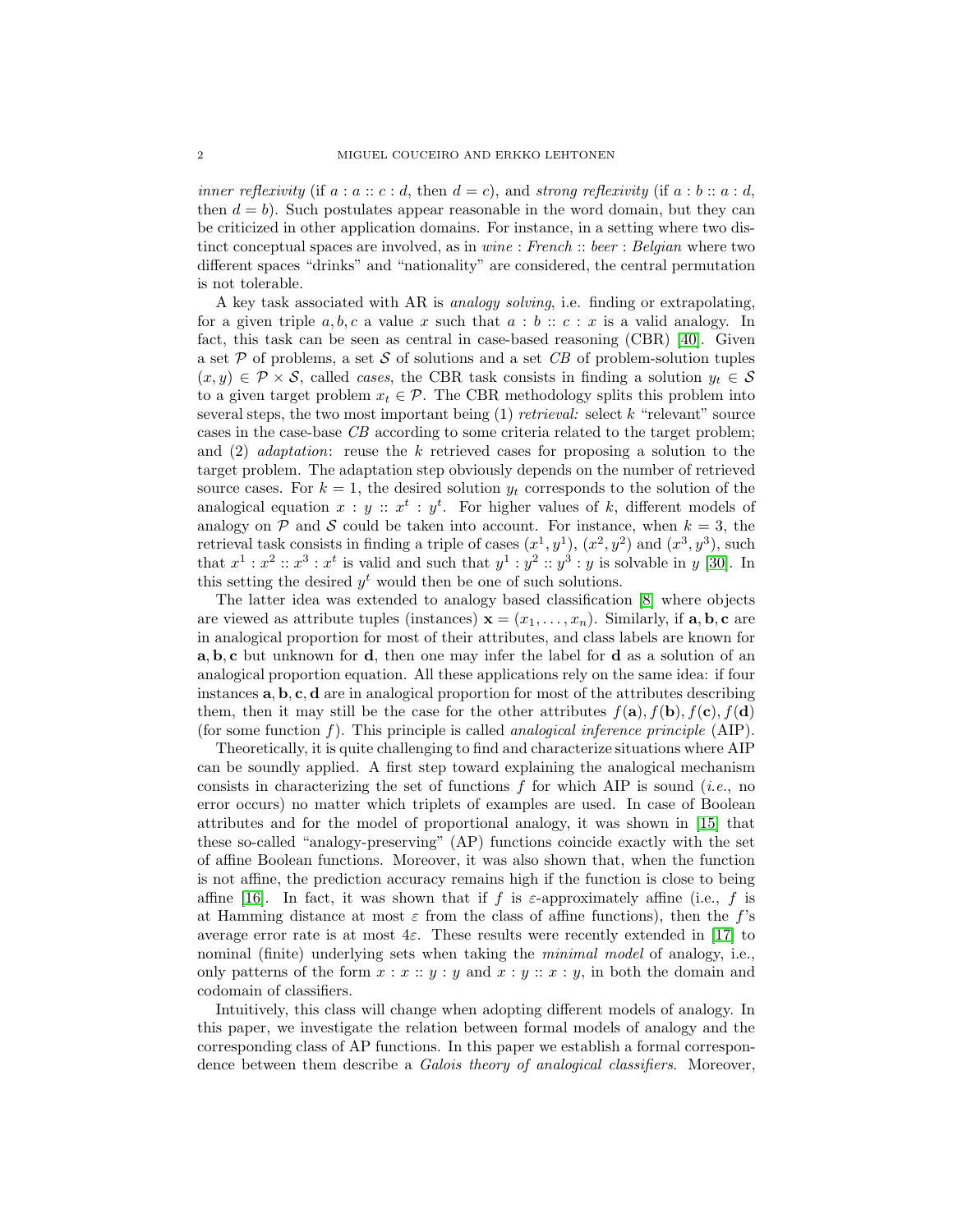*inner reflexivity* (if $a : a :: c : d$, then $d = c$), and *strong reflexivity* (if $a : b :: a : d$, then $d = b$). Such postulates appear reasonable in the word domain, but they can be criticized in other application domains. For instance, in a setting where two distinct conceptual spaces are involved, as in *wine* : *French* :: *beer* : *Belgian* where two different spaces "drinks" and "nationality" are considered, the central permutation is not tolerable.

A key task associated with AR is *analogy solving*, i.e. finding or extrapolating, for a given triple $a, b, c$ a value $x$ such that $a : b :: c : x$ is a valid analogy. In fact, this task can be seen as central in case-based reasoning (CBR) [40]. Given a set $\mathcal{P}$ of problems, a set $\mathcal{S}$ of solutions and a set *CB* of problem-solution tuples $(x, y) \in \mathcal{P} \times \mathcal{S}$, called *cases*, the CBR task consists in finding a solution $y_t \in \mathcal{S}$ to a given target problem $x_t \in \mathcal{P}$. The CBR methodology splits this problem into several steps, the two most important being (1) *retrieval:* select $k$ "relevant" source cases in the case-base *CB* according to some criteria related to the target problem; and (2) *adaptation*: reuse the $k$ retrieved cases for proposing a solution to the target problem. The adaptation step obviously depends on the number of retrieved source cases. For $k = 1$, the desired solution $y_t$ corresponds to the solution of the analogical equation $x : y :: x^t : y^t$. For higher values of $k$, different models of analogy on $\mathcal{P}$ and $\mathcal{S}$ could be taken into account. For instance, when $k = 3$, the retrieval task consists in finding a triple of cases $(x^1, y^1)$, $(x^2, y^2)$ and $(x^3, y^3)$, such that $x^1 : x^2 :: x^3 : x^t$ is valid and such that $y^1 : y^2 :: y^3 : y$ is solvable in $y$ [30]. In this setting the desired $y^t$ would then be one of such solutions.

The latter idea was extended to analogy based classification [8] where objects are viewed as attribute tuples (instances) $\mathbf{x} = (x_1, \dots, x_n)$. Similarly, if $\mathbf{a}, \mathbf{b}, \mathbf{c}$ are in analogical proportion for most of their attributes, and class labels are known for $\mathbf{a}, \mathbf{b}, \mathbf{c}$ but unknown for $\mathbf{d}$, then one may infer the label for $\mathbf{d}$ as a solution of an analogical proportion equation. All these applications rely on the same idea: if four instances $\mathbf{a}, \mathbf{b}, \mathbf{c}, \mathbf{d}$ are in analogical proportion for most of the attributes describing them, then it may still be the case for the other attributes $f(\mathbf{a}), f(\mathbf{b}), f(\mathbf{c}), f(\mathbf{d})$ (for some function $f$). This principle is called *analogical inference principle* (AIP).

Theoretically, it is quite challenging to find and characterize situations where AIP can be soundly applied. A first step toward explaining the analogical mechanism consists in characterizing the set of functions $f$ for which AIP is sound (*i.e.*, no error occurs) no matter which triplets of examples are used. In case of Boolean attributes and for the model of proportional analogy, it was shown in [15] that these so-called "analogy-preserving" (AP) functions coincide exactly with the set of affine Boolean functions. Moreover, it was also shown that, when the function is not affine, the prediction accuracy remains high if the function is close to being affine [16]. In fact, it was shown that if $f$ is $\varepsilon$-approximately affine (i.e., $f$ is at Hamming distance at most $\varepsilon$ from the class of affine functions), then the $f$'s average error rate is at most $4\varepsilon$. These results were recently extended in [17] to nominal (finite) underlying sets when taking the *minimal model* of analogy, i.e., only patterns of the form $x : x :: y : y$ and $x : y :: x : y$, in both the domain and codomain of classifiers.

Intuitively, this class will change when adopting different models of analogy. In this paper, we investigate the relation between formal models of analogy and the corresponding class of AP functions. In this paper we establish a formal correspondence between them describe a *Galois theory of analogical classifiers*. Moreover,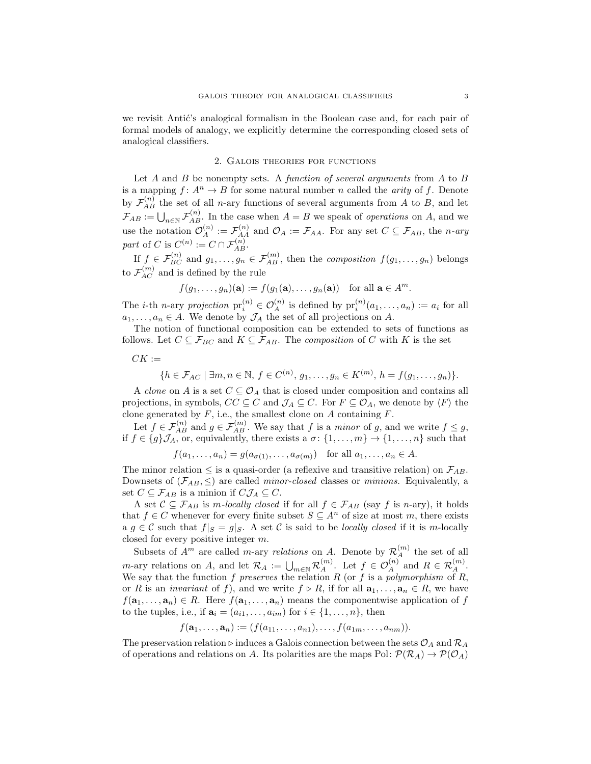we revisit Antić's analogical formalism in the Boolean case and, for each pair of formal models of analogy, we explicitly determine the corresponding closed sets of analogical classifiers.

## 2. Galois theories for functions

Let $A$ and $B$ be nonempty sets. A *function of several arguments* from $A$ to $B$ is a mapping $f\colon A^n \to B$ for some natural number $n$ called the *arity* of $f$. Denote by $\mathcal{F}_{AB}^{(n)}$ the set of all $n$-ary functions of several arguments from $A$ to $B$, and let $\mathcal{F}_{AB} := \bigcup_{n \in \mathbb{N}} \mathcal{F}_{AB}^{(n)}$. In the case when $A = B$ we speak of *operations* on $A$, and we use the notation $\mathcal{O}_A^{(n)} := \mathcal{F}_{AA}^{(n)}$ and $\mathcal{O}_A := \mathcal{F}_{AA}$. For any set $C \subseteq \mathcal{F}_{AB}$, the *$n$-ary part* of $C$ is $C^{(n)} := C \cap \mathcal{F}_{AB}^{(n)}$.

If $f \in \mathcal{F}_{BC}^{(n)}$ and $g_1, \dots, g_n \in \mathcal{F}_{AB}^{(m)}$, then the *composition* $f(g_1, \dots, g_n)$ belongs to $\mathcal{F}_{AC}^{(m)}$ and is defined by the rule

$$f(g_1, \dots, g_n)(\mathbf{a}) := f(g_1(\mathbf{a}), \dots, g_n(\mathbf{a})) \quad \text{for all } \mathbf{a} \in A^m.$$

The $i$-th $n$-ary *projection* $\mathrm{pr}_i^{(n)} \in \mathcal{O}_A^{(n)}$ is defined by $\mathrm{pr}_i^{(n)}(a_1, \dots, a_n) := a_i$ for all $a_1, \dots, a_n \in A$. We denote by $\mathcal{J}_A$ the set of all projections on $A$.

The notion of functional composition can be extended to sets of functions as follows. Let $C \subseteq \mathcal{F}_{BC}$ and $K \subseteq \mathcal{F}_{AB}$. The *composition* of $C$ with $K$ is the set

$$CK := \{h \in \mathcal{F}_{AC} \mid \exists m, n \in \mathbb{N},\, f \in C^{(n)},\, g_1, \dots, g_n \in K^{(m)},\, h = f(g_1, \dots, g_n)\}.$$

A *clone* on $A$ is a set $C \subseteq \mathcal{O}_A$ that is closed under composition and contains all projections, in symbols, $CC \subseteq C$ and $\mathcal{J}_A \subseteq C$. For $F \subseteq \mathcal{O}_A$, we denote by $\langle F \rangle$ the clone generated by $F$, i.e., the smallest clone on $A$ containing $F$.

Let $f \in \mathcal{F}_{AB}^{(n)}$ and $g \in \mathcal{F}_{AB}^{(m)}$. We say that $f$ is a *minor* of $g$, and we write $f \leq g$, if $f \in \{g\}\mathcal{J}_A$, or, equivalently, there exists a $\sigma\colon \{1, \dots, m\} \to \{1, \dots, n\}$ such that

$$f(a_1, \dots, a_n) = g(a_{\sigma(1)}, \dots, a_{\sigma(m)}) \quad \text{for all } a_1, \dots, a_n \in A.$$

The minor relation $\leq$ is a quasi-order (a reflexive and transitive relation) on $\mathcal{F}_{AB}$. Downsets of $(\mathcal{F}_{AB}, \leq)$ are called *minor-closed* classes or *minions.* Equivalently, a set $C \subseteq \mathcal{F}_{AB}$ is a minion if $C\mathcal{J}_A \subseteq C$.

A set $\mathcal{C} \subseteq \mathcal{F}_{AB}$ is *$m$-locally closed* if for all $f \in \mathcal{F}_{AB}$ (say $f$ is $n$-ary), it holds that $f \in C$ whenever for every finite subset $S \subseteq A^n$ of size at most $m$, there exists a $g \in \mathcal{C}$ such that $f|_S = g|_S$. A set $C$ is said to be *locally closed* if it is $m$-locally closed for every positive integer $m$.

Subsets of $A^m$ are called $m$-ary *relations* on $A$. Denote by $\mathcal{R}_A^{(m)}$ the set of all $m$-ary relations on $A$, and let $\mathcal{R}_A := \bigcup_{m \in \mathbb{N}} \mathcal{R}_A^{(m)}$. Let $f \in \mathcal{O}_A^{(n)}$ and $R \in \mathcal{R}_A^{(m)}$. We say that the function $f$ *preserves* the relation $R$ (or $f$ is a *polymorphism* of $R$, or $R$ is an *invariant* of $f$), and we write $f \rhd R$, if for all $\mathbf{a}_1, \dots, \mathbf{a}_n \in R$, we have $f(\mathbf{a}_1, \dots, \mathbf{a}_n) \in R$. Here $f(\mathbf{a}_1, \dots, \mathbf{a}_n)$ means the componentwise application of $f$ to the tuples, i.e., if $\mathbf{a}_i = (a_{i1}, \dots, a_{im})$ for $i \in \{1, \dots, n\}$, then

$$f(\mathbf{a}_1, \dots, \mathbf{a}_n) := (f(a_{11}, \dots, a_{n1}), \dots, f(a_{1m}, \dots, a_{nm})).$$

The preservation relation $\rhd$ induces a Galois connection between the sets $\mathcal{O}_A$ and $\mathcal{R}_A$ of operations and relations on $A$. Its polarities are the maps $\mathrm{Pol}\colon \mathcal{P}(\mathcal{R}_A) \to \mathcal{P}(\mathcal{O}_A)$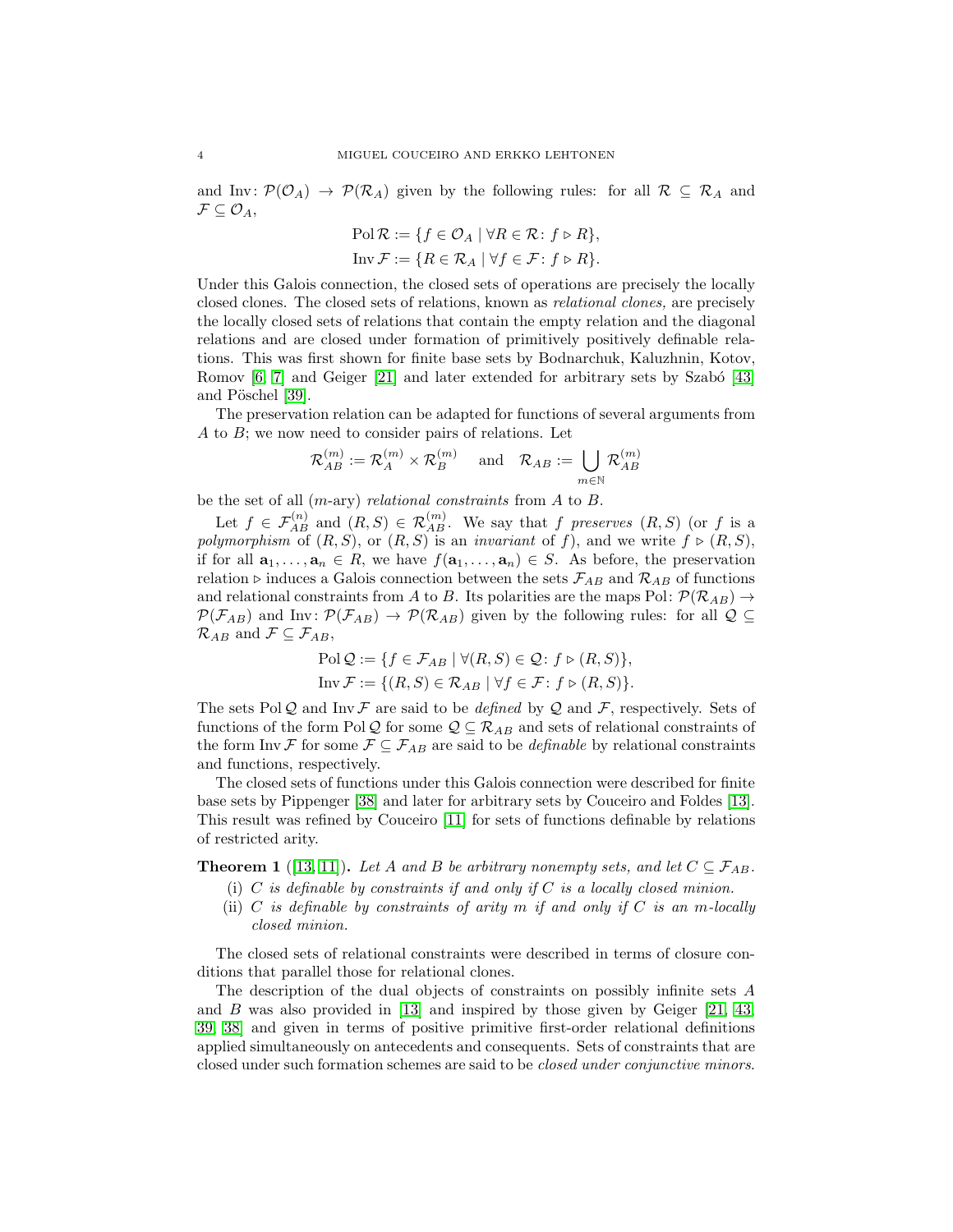and $\operatorname{Inv}\colon \mathcal{P}(\mathcal{O}_A) \to \mathcal{P}(\mathcal{R}_A)$ given by the following rules: for all $\mathcal{R} \subseteq \mathcal{R}_A$ and $\mathcal{F} \subseteq \mathcal{O}_A$,

$$\operatorname{Pol} \mathcal{R} := \{f \in \mathcal{O}_A \mid \forall R \in \mathcal{R}\colon f \rhd R\},$$
$$\operatorname{Inv} \mathcal{F} := \{R \in \mathcal{R}_A \mid \forall f \in \mathcal{F}\colon f \rhd R\}.$$

Under this Galois connection, the closed sets of operations are precisely the locally closed clones. The closed sets of relations, known as *relational clones,* are precisely the locally closed sets of relations that contain the empty relation and the diagonal relations and are closed under formation of primitively positively definable relations. This was first shown for finite base sets by Bodnarchuk, Kaluzhnin, Kotov, Romov [6, 7] and Geiger [21] and later extended for arbitrary sets by Szabó [43] and Pöschel [39].

The preservation relation can be adapted for functions of several arguments from $A$ to $B$; we now need to consider pairs of relations. Let

$$\mathcal{R}_{AB}^{(m)} := \mathcal{R}_A^{(m)} \times \mathcal{R}_B^{(m)} \quad \text{and} \quad \mathcal{R}_{AB} := \bigcup_{m \in \mathbb{N}} \mathcal{R}_{AB}^{(m)}$$

be the set of all ($m$-ary) *relational constraints* from $A$ to $B$.

Let $f \in \mathcal{F}_{AB}^{(n)}$ and $(R, S) \in \mathcal{R}_{AB}^{(m)}$. We say that $f$ *preserves* $(R, S)$ (or $f$ is a *polymorphism* of $(R, S)$, or $(R, S)$ is an *invariant* of $f$), and we write $f \rhd (R, S)$, if for all $\mathbf{a}_1, \dots, \mathbf{a}_n \in R$, we have $f(\mathbf{a}_1, \dots, \mathbf{a}_n) \in S$. As before, the preservation relation $\rhd$ induces a Galois connection between the sets $\mathcal{F}_{AB}$ and $\mathcal{R}_{AB}$ of functions and relational constraints from $A$ to $B$. Its polarities are the maps $\operatorname{Pol}\colon \mathcal{P}(\mathcal{R}_{AB}) \to \mathcal{P}(\mathcal{F}_{AB})$ and $\operatorname{Inv}\colon \mathcal{P}(\mathcal{F}_{AB}) \to \mathcal{P}(\mathcal{R}_{AB})$ given by the following rules: for all $\mathcal{Q} \subseteq \mathcal{R}_{AB}$ and $\mathcal{F} \subseteq \mathcal{F}_{AB}$,

$$\operatorname{Pol} \mathcal{Q} := \{f \in \mathcal{F}_{AB} \mid \forall (R, S) \in \mathcal{Q}\colon f \rhd (R, S)\},$$
$$\operatorname{Inv} \mathcal{F} := \{(R, S) \in \mathcal{R}_{AB} \mid \forall f \in \mathcal{F}\colon f \rhd (R, S)\}.$$

The sets $\operatorname{Pol} \mathcal{Q}$ and $\operatorname{Inv} \mathcal{F}$ are said to be *defined* by $\mathcal{Q}$ and $\mathcal{F}$, respectively. Sets of functions of the form $\operatorname{Pol} \mathcal{Q}$ for some $\mathcal{Q} \subseteq \mathcal{R}_{AB}$ and sets of relational constraints of the form $\operatorname{Inv} \mathcal{F}$ for some $\mathcal{F} \subseteq \mathcal{F}_{AB}$ are said to be *definable* by relational constraints and functions, respectively.

The closed sets of functions under this Galois connection were described for finite base sets by Pippenger [38] and later for arbitrary sets by Couceiro and Foldes [13]. This result was refined by Couceiro [11] for sets of functions definable by relations of restricted arity.

**Theorem 1** ([13, 11])**.** *Let $A$ and $B$ be arbitrary nonempty sets, and let $C \subseteq \mathcal{F}_{AB}$.*

(i) *$C$ is definable by constraints if and only if $C$ is a locally closed minion.*

(ii) *$C$ is definable by constraints of arity $m$ if and only if $C$ is an $m$-locally closed minion.*

The closed sets of relational constraints were described in terms of closure conditions that parallel those for relational clones.

The description of the dual objects of constraints on possibly infinite sets $A$ and $B$ was also provided in [13] and inspired by those given by Geiger [21, 43, 39, 38] and given in terms of positive primitive first-order relational definitions applied simultaneously on antecedents and consequents. Sets of constraints that are closed under such formation schemes are said to be *closed under conjunctive minors.*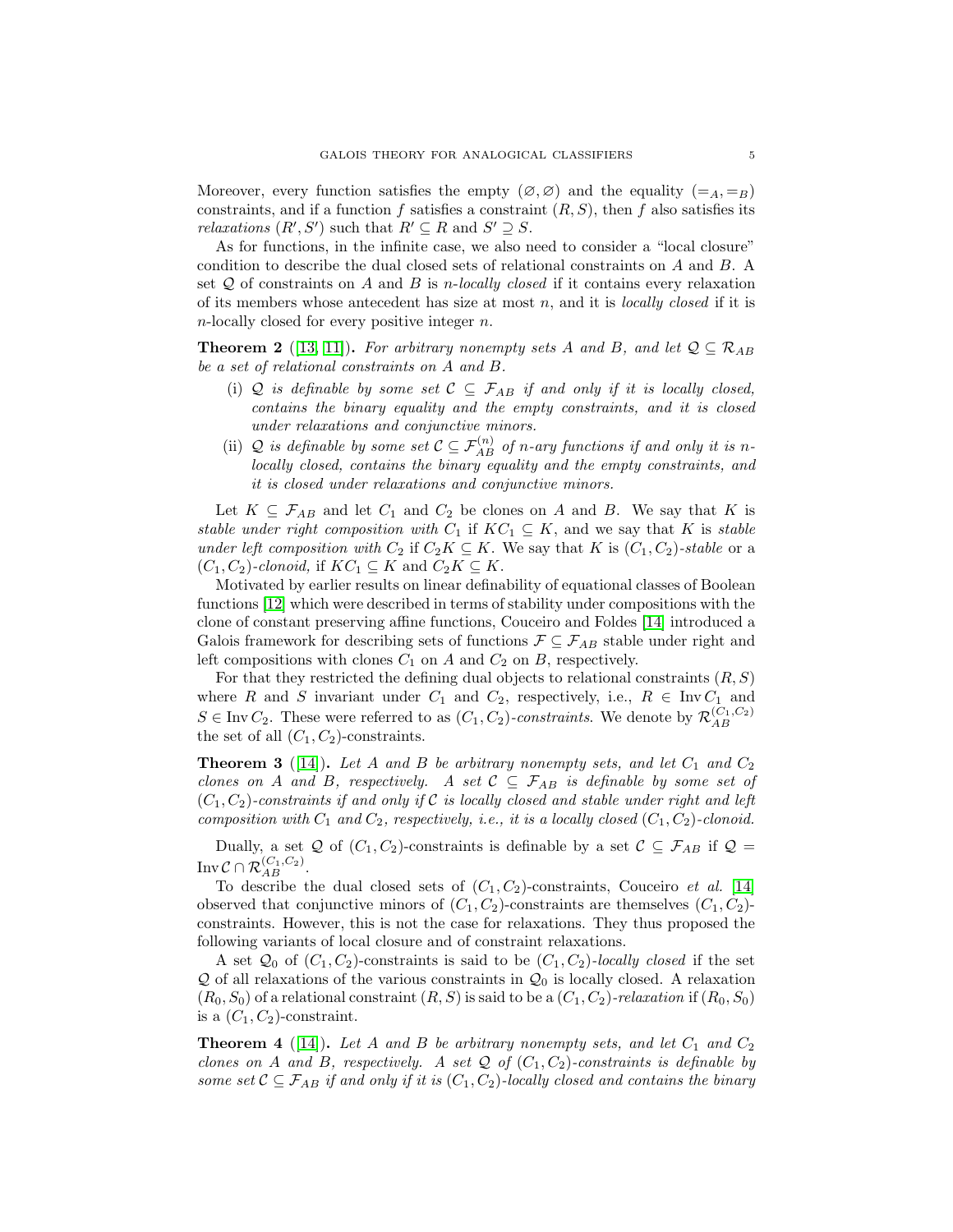Moreover, every function satisfies the empty $(\varnothing, \varnothing)$ and the equality $(=_A, =_B)$ constraints, and if a function $f$ satisfies a constraint $(R, S)$, then $f$ also satisfies its *relaxations* $(R', S')$ such that $R' \subseteq R$ and $S' \supseteq S$.

As for functions, in the infinite case, we also need to consider a "local closure" condition to describe the dual closed sets of relational constraints on $A$ and $B$. A set $\mathcal{Q}$ of constraints on $A$ and $B$ is *$n$-locally closed* if it contains every relaxation of its members whose antecedent has size at most $n$, and it is *locally closed* if it is $n$-locally closed for every positive integer $n$.

**Theorem 2** ([13, 11]). *For arbitrary nonempty sets $A$ and $B$, and let $\mathcal{Q} \subseteq \mathcal{R}_{AB}$ be a set of relational constraints on $A$ and $B$.*

- (i) *$\mathcal{Q}$ is definable by some set $\mathcal{C} \subseteq \mathcal{F}_{AB}$ if and only if it is locally closed, contains the binary equality and the empty constraints, and it is closed under relaxations and conjunctive minors.*
- (ii) *$\mathcal{Q}$ is definable by some set $\mathcal{C} \subseteq \mathcal{F}_{AB}^{(n)}$ of $n$-ary functions if and only it is $n$-locally closed, contains the binary equality and the empty constraints, and it is closed under relaxations and conjunctive minors.*

Let $K \subseteq \mathcal{F}_{AB}$ and let $C_1$ and $C_2$ be clones on $A$ and $B$. We say that $K$ is *stable under right composition with* $C_1$ if $KC_1 \subseteq K$, and we say that $K$ is *stable under left composition with* $C_2$ if $C_2K \subseteq K$. We say that $K$ is *$(C_1, C_2)$-stable* or a *$(C_1, C_2)$-clonoid,* if $KC_1 \subseteq K$ and $C_2K \subseteq K$.

Motivated by earlier results on linear definability of equational classes of Boolean functions [12] which were described in terms of stability under compositions with the clone of constant preserving affine functions, Couceiro and Foldes [14] introduced a Galois framework for describing sets of functions $\mathcal{F} \subseteq \mathcal{F}_{AB}$ stable under right and left compositions with clones $C_1$ on $A$ and $C_2$ on $B$, respectively.

For that they restricted the defining dual objects to relational constraints $(R, S)$ where $R$ and $S$ invariant under $C_1$ and $C_2$, respectively, i.e., $R \in \operatorname{Inv} C_1$ and $S \in \operatorname{Inv} C_2$. These were referred to as *$(C_1, C_2)$-constraints*. We denote by $\mathcal{R}_{AB}^{(C_1,C_2)}$ the set of all $(C_1, C_2)$-constraints.

**Theorem 3** ([14]). *Let $A$ and $B$ be arbitrary nonempty sets, and let $C_1$ and $C_2$ clones on $A$ and $B$, respectively. A set $\mathcal{C} \subseteq \mathcal{F}_{AB}$ is definable by some set of $(C_1, C_2)$-constraints if and only if $\mathcal{C}$ is locally closed and stable under right and left composition with $C_1$ and $C_2$, respectively, i.e., it is a locally closed $(C_1, C_2)$-clonoid.*

Dually, a set $\mathcal{Q}$ of $(C_1, C_2)$-constraints is definable by a set $\mathcal{C} \subseteq \mathcal{F}_{AB}$ if $\mathcal{Q} = \operatorname{Inv} \mathcal{C} \cap \mathcal{R}_{AB}^{(C_1,C_2)}$.

To describe the dual closed sets of $(C_1, C_2)$-constraints, Couceiro *et al.* [14] observed that conjunctive minors of $(C_1, C_2)$-constraints are themselves $(C_1, C_2)$-constraints. However, this is not the case for relaxations. They thus proposed the following variants of local closure and of constraint relaxations.

A set $\mathcal{Q}_0$ of $(C_1, C_2)$-constraints is said to be *$(C_1, C_2)$-locally closed* if the set $\mathcal{Q}$ of all relaxations of the various constraints in $\mathcal{Q}_0$ is locally closed. A relaxation $(R_0, S_0)$ of a relational constraint $(R, S)$ is said to be a *$(C_1, C_2)$-relaxation* if $(R_0, S_0)$ is a $(C_1, C_2)$-constraint.

**Theorem 4** ([14]). *Let $A$ and $B$ be arbitrary nonempty sets, and let $C_1$ and $C_2$ clones on $A$ and $B$, respectively. A set $\mathcal{Q}$ of $(C_1, C_2)$-constraints is definable by some set $\mathcal{C} \subseteq \mathcal{F}_{AB}$ if and only if it is $(C_1, C_2)$-locally closed and contains the binary*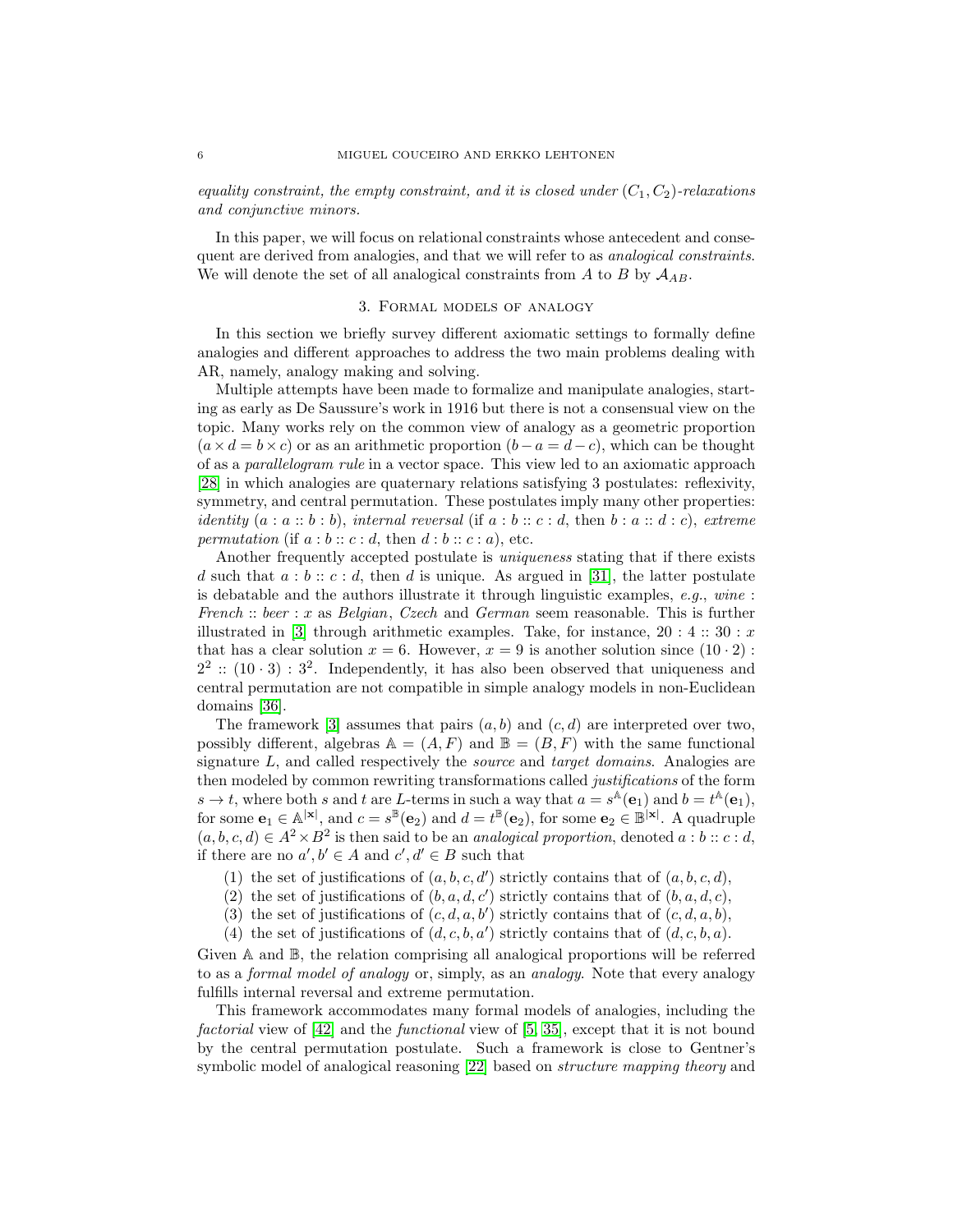*equality constraint, the empty constraint, and it is closed under $(C_1, C_2)$-relaxations and conjunctive minors.*

In this paper, we will focus on relational constraints whose antecedent and consequent are derived from analogies, and that we will refer to as *analogical constraints*. We will denote the set of all analogical constraints from $A$ to $B$ by $\mathcal{A}_{AB}$.

## 3. Formal models of analogy

In this section we briefly survey different axiomatic settings to formally define analogies and different approaches to address the two main problems dealing with AR, namely, analogy making and solving.

Multiple attempts have been made to formalize and manipulate analogies, starting as early as De Saussure's work in 1916 but there is not a consensual view on the topic. Many works rely on the common view of analogy as a geometric proportion ($a \times d = b \times c$) or as an arithmetic proportion ($b - a = d - c$), which can be thought of as a *parallelogram rule* in a vector space. This view led to an axiomatic approach [28] in which analogies are quaternary relations satisfying 3 postulates: reflexivity, symmetry, and central permutation. These postulates imply many other properties: *identity* ($a : a :: b : b$), *internal reversal* (if $a : b :: c : d$, then $b : a :: d : c$), *extreme permutation* (if $a : b :: c : d$, then $d : b :: c : a$), etc.

Another frequently accepted postulate is *uniqueness* stating that if there exists $d$ such that $a : b :: c : d$, then $d$ is unique. As argued in [31], the latter postulate is debatable and the authors illustrate it through linguistic examples, *e.g.*, *wine* : *French* :: *beer* : $x$ as *Belgian*, *Czech* and *German* seem reasonable. This is further illustrated in [3] through arithmetic examples. Take, for instance, $20 : 4 :: 30 : x$ that has a clear solution $x = 6$. However, $x = 9$ is another solution since $(10 \cdot 2) : 2^2 :: (10 \cdot 3) : 3^2$. Independently, it has also been observed that uniqueness and central permutation are not compatible in simple analogy models in non-Euclidean domains [36].

The framework [3] assumes that pairs $(a, b)$ and $(c, d)$ are interpreted over two, possibly different, algebras $\mathbb{A} = (A, F)$ and $\mathbb{B} = (B, F)$ with the same functional signature $L$, and called respectively the *source* and *target domains*. Analogies are then modeled by common rewriting transformations called *justifications* of the form $s \to t$, where both $s$ and $t$ are $L$-terms in such a way that $a = s^{\mathbb{A}}(\mathbf{e}_1)$ and $b = t^{\mathbb{A}}(\mathbf{e}_1)$, for some $\mathbf{e}_1 \in \mathbb{A}^{|\mathbf{x}|}$, and $c = s^{\mathbb{B}}(\mathbf{e}_2)$ and $d = t^{\mathbb{B}}(\mathbf{e}_2)$, for some $\mathbf{e}_2 \in \mathbb{B}^{|\mathbf{x}|}$. A quadruple $(a, b, c, d) \in A^2 \times B^2$ is then said to be an *analogical proportion*, denoted $a : b :: c : d$, if there are no $a', b' \in A$ and $c', d' \in B$ such that

1. the set of justifications of $(a, b, c, d')$ strictly contains that of $(a, b, c, d)$,
2. the set of justifications of $(b, a, d, c')$ strictly contains that of $(b, a, d, c)$,
3. the set of justifications of $(c, d, a, b')$ strictly contains that of $(c, d, a, b)$,
4. the set of justifications of $(d, c, b, a')$ strictly contains that of $(d, c, b, a)$.

Given $\mathbb{A}$ and $\mathbb{B}$, the relation comprising all analogical proportions will be referred to as a *formal model of analogy* or, simply, as an *analogy*. Note that every analogy fulfills internal reversal and extreme permutation.

This framework accommodates many formal models of analogies, including the *factorial* view of [42] and the *functional* view of [5, 35], except that it is not bound by the central permutation postulate. Such a framework is close to Gentner's symbolic model of analogical reasoning [22] based on *structure mapping theory* and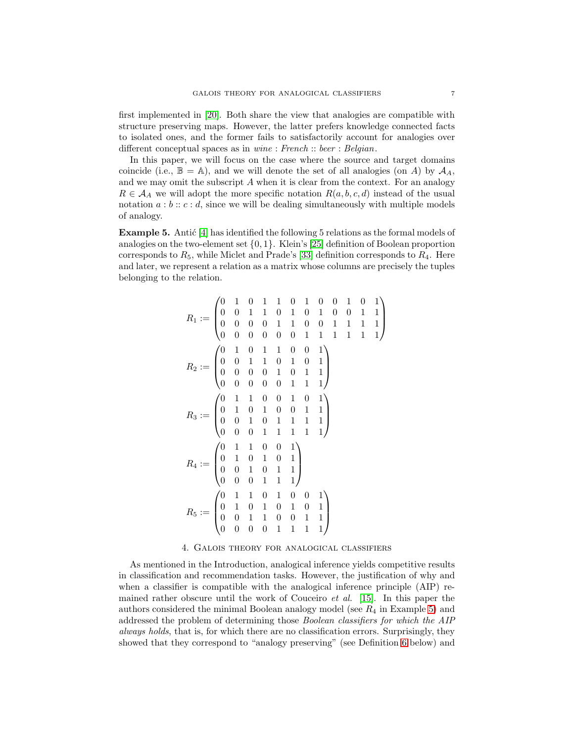first implemented in [20]. Both share the view that analogies are compatible with structure preserving maps. However, the latter prefers knowledge connected facts to isolated ones, and the former fails to satisfactorily account for analogies over different conceptual spaces as in *wine* : *French* :: *beer* : *Belgian*.

In this paper, we will focus on the case where the source and target domains coincide (i.e., $\mathbb{B} = \mathbb{A}$), and we will denote the set of all analogies (on $A$) by $\mathcal{A}_A$, and we may omit the subscript $A$ when it is clear from the context. For an analogy $R \in \mathcal{A}_A$ we will adopt the more specific notation $R(a, b, c, d)$ instead of the usual notation $a : b :: c : d$, since we will be dealing simultaneously with multiple models of analogy.

**Example 5.** Antić [4] has identified the following 5 relations as the formal models of analogies on the two-element set $\{0, 1\}$. Klein's [25] definition of Boolean proportion corresponds to $R_5$, while Miclet and Prade's [33] definition corresponds to $R_4$. Here and later, we represent a relation as a matrix whose columns are precisely the tuples belonging to the relation.

$$R_1 := \begin{pmatrix} 0 & 1 & 0 & 1 & 1 & 0 & 1 & 0 & 0 & 1 & 0 & 1 \\ 0 & 0 & 1 & 1 & 0 & 1 & 0 & 1 & 0 & 0 & 1 & 1 \\ 0 & 0 & 0 & 0 & 1 & 1 & 0 & 0 & 1 & 1 & 1 & 1 \\ 0 & 0 & 0 & 0 & 0 & 0 & 1 & 1 & 1 & 1 & 1 & 1 \end{pmatrix}$$

$$R_2 := \begin{pmatrix} 0 & 1 & 0 & 1 & 1 & 0 & 0 & 1 \\ 0 & 0 & 1 & 1 & 0 & 1 & 0 & 1 \\ 0 & 0 & 0 & 0 & 1 & 0 & 1 & 1 \\ 0 & 0 & 0 & 0 & 0 & 1 & 1 & 1 \end{pmatrix}$$

$$R_3 := \begin{pmatrix} 0 & 1 & 1 & 0 & 0 & 1 & 0 & 1 \\ 0 & 1 & 0 & 1 & 0 & 0 & 1 & 1 \\ 0 & 0 & 1 & 0 & 1 & 1 & 1 & 1 \\ 0 & 0 & 0 & 1 & 1 & 1 & 1 & 1 \end{pmatrix}$$

$$R_4 := \begin{pmatrix} 0 & 1 & 1 & 0 & 0 & 1 \\ 0 & 1 & 0 & 1 & 0 & 1 \\ 0 & 0 & 1 & 0 & 1 & 1 \\ 0 & 0 & 0 & 1 & 1 & 1 \end{pmatrix}$$

$$R_5 := \begin{pmatrix} 0 & 1 & 1 & 0 & 1 & 0 & 0 & 1 \\ 0 & 1 & 0 & 1 & 0 & 1 & 0 & 1 \\ 0 & 0 & 1 & 1 & 0 & 0 & 1 & 1 \\ 0 & 0 & 0 & 0 & 1 & 1 & 1 & 1 \end{pmatrix}$$

## 4. Galois theory for analogical classifiers

As mentioned in the Introduction, analogical inference yields competitive results in classification and recommendation tasks. However, the justification of why and when a classifier is compatible with the analogical inference principle (AIP) remained rather obscure until the work of Couceiro *et al.* [15]. In this paper the authors considered the minimal Boolean analogy model (see $R_4$ in Example 5) and addressed the problem of determining those *Boolean classifiers for which the AIP always holds*, that is, for which there are no classification errors. Surprisingly, they showed that they correspond to "analogy preserving" (see Definition 6 below) and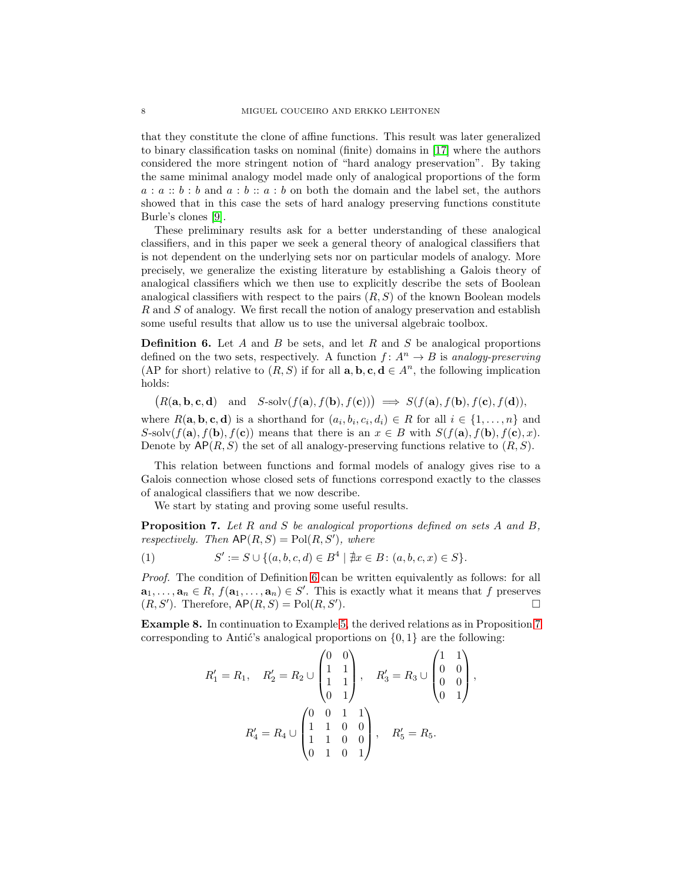that they constitute the clone of affine functions. This result was later generalized to binary classification tasks on nominal (finite) domains in [17] where the authors considered the more stringent notion of "hard analogy preservation". By taking the same minimal analogy model made only of analogical proportions of the form $a : a :: b : b$ and $a : b :: a : b$ on both the domain and the label set, the authors showed that in this case the sets of hard analogy preserving functions constitute Burle's clones [9].

These preliminary results ask for a better understanding of these analogical classifiers, and in this paper we seek a general theory of analogical classifiers that is not dependent on the underlying sets nor on particular models of analogy. More precisely, we generalize the existing literature by establishing a Galois theory of analogical classifiers which we then use to explicitly describe the sets of Boolean analogical classifiers with respect to the pairs $(R, S)$ of the known Boolean models $R$ and $S$ of analogy. We first recall the notion of analogy preservation and establish some useful results that allow us to use the universal algebraic toolbox.

**Definition 6.** Let $A$ and $B$ be sets, and let $R$ and $S$ be analogical proportions defined on the two sets, respectively. A function $f\colon A^n \to B$ is *analogy-preserving* (AP for short) relative to $(R, S)$ if for all $\mathbf{a}, \mathbf{b}, \mathbf{c}, \mathbf{d} \in A^n$, the following implication holds:

$$\big(R(\mathbf{a}, \mathbf{b}, \mathbf{c}, \mathbf{d}) \quad \text{and} \quad S\text{-solv}(f(\mathbf{a}), f(\mathbf{b}), f(\mathbf{c}))\big) \implies S(f(\mathbf{a}), f(\mathbf{b}), f(\mathbf{c}), f(\mathbf{d})),$$

where $R(\mathbf{a}, \mathbf{b}, \mathbf{c}, \mathbf{d})$ is a shorthand for $(a_i, b_i, c_i, d_i) \in R$ for all $i \in \{1, \dots, n\}$ and $S\text{-solv}(f(\mathbf{a}), f(\mathbf{b}), f(\mathbf{c}))$ means that there is an $x \in B$ with $S(f(\mathbf{a}), f(\mathbf{b}), f(\mathbf{c}), x)$. Denote by $\mathsf{AP}(R, S)$ the set of all analogy-preserving functions relative to $(R, S)$.

This relation between functions and formal models of analogy gives rise to a Galois connection whose closed sets of functions correspond exactly to the classes of analogical classifiers that we now describe.

We start by stating and proving some useful results.

**Proposition 7.** *Let $R$ and $S$ be analogical proportions defined on sets $A$ and $B$, respectively. Then $\mathsf{AP}(R, S) = \mathrm{Pol}(R, S')$, where*

$$S' := S \cup \{(a, b, c, d) \in B^4 \mid \nexists x \in B\colon (a, b, c, x) \in S\}. \tag{1}$$

*Proof.* The condition of Definition 6 can be written equivalently as follows: for all $\mathbf{a}_1, \dots, \mathbf{a}_n \in R$, $f(\mathbf{a}_1, \dots, \mathbf{a}_n) \in S'$. This is exactly what it means that $f$ preserves $(R, S')$. Therefore, $\mathsf{AP}(R, S) = \mathrm{Pol}(R, S')$. □

**Example 8.** In continuation to Example 5, the derived relations as in Proposition 7 corresponding to Antić's analogical proportions on $\{0, 1\}$ are the following:

$$R'_1 = R_1, \quad R'_2 = R_2 \cup \begin{pmatrix} 0 & 0 \\ 1 & 1 \\ 1 & 1 \\ 0 & 1 \end{pmatrix}, \quad R'_3 = R_3 \cup \begin{pmatrix} 1 & 1 \\ 0 & 0 \\ 0 & 0 \\ 0 & 1 \end{pmatrix},$$

$$R'_4 = R_4 \cup \begin{pmatrix} 0 & 0 & 1 & 1 \\ 1 & 1 & 0 & 0 \\ 1 & 1 & 0 & 0 \\ 0 & 1 & 0 & 1 \end{pmatrix}, \quad R'_5 = R_5.$$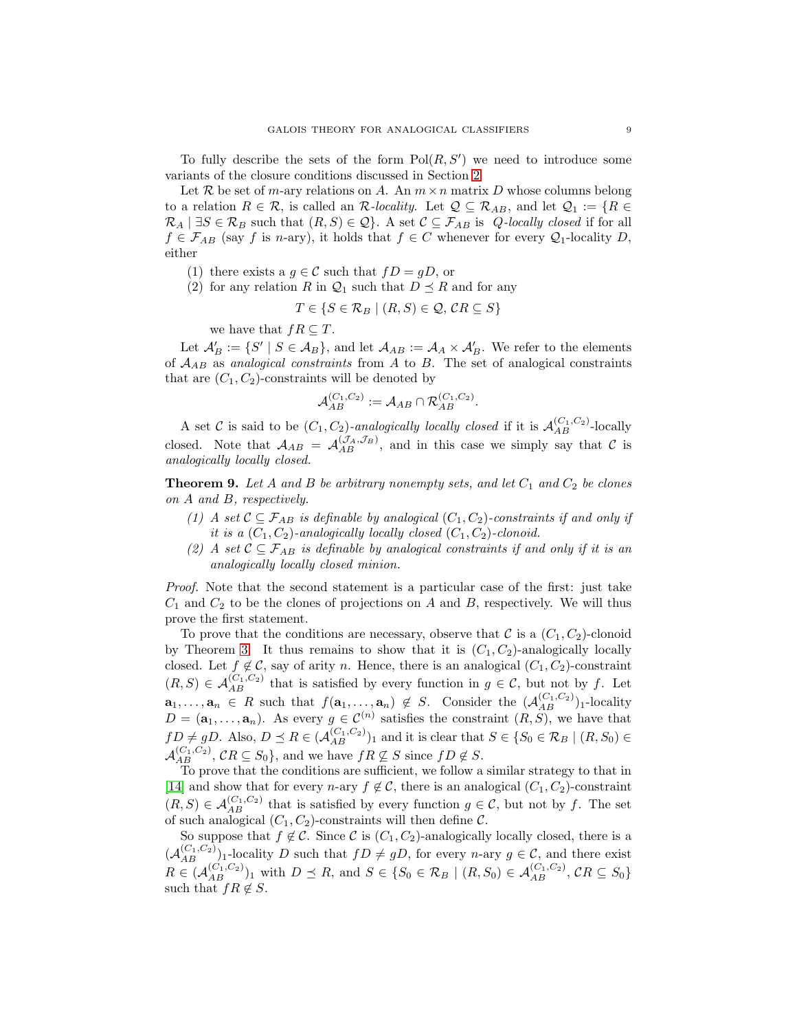To fully describe the sets of the form $\mathrm{Pol}(R, S')$ we need to introduce some variants of the closure conditions discussed in Section 2.

Let $\mathcal{R}$ be set of $m$-ary relations on $A$. An $m \times n$ matrix $D$ whose columns belong to a relation $R \in \mathcal{R}$, is called an $\mathcal{R}$-*locality*. Let $\mathcal{Q} \subseteq \mathcal{R}_{AB}$, and let $\mathcal{Q}_1 := \{R \in \mathcal{R}_A \mid \exists S \in \mathcal{R}_B \text{ such that } (R, S) \in \mathcal{Q}\}$. A set $\mathcal{C} \subseteq \mathcal{F}_{AB}$ is *$Q$-locally closed* if for all $f \in \mathcal{F}_{AB}$ (say $f$ is $n$-ary), it holds that $f \in C$ whenever for every $\mathcal{Q}_1$-locality $D$, either

1. there exists a $g \in \mathcal{C}$ such that $fD = gD$, or
2. for any relation $R$ in $\mathcal{Q}_1$ such that $D \preceq R$ and for any
$$T \in \{S \in \mathcal{R}_B \mid (R, S) \in \mathcal{Q}, \mathcal{C}R \subseteq S\}$$
we have that $fR \subseteq T$.

Let $\mathcal{A}'_B := \{S' \mid S \in \mathcal{A}_B\}$, and let $\mathcal{A}_{AB} := \mathcal{A}_A \times \mathcal{A}'_B$. We refer to the elements of $\mathcal{A}_{AB}$ as *analogical constraints* from $A$ to $B$. The set of analogical constraints that are $(C_1, C_2)$-constraints will be denoted by
$$\mathcal{A}_{AB}^{(C_1,C_2)} := \mathcal{A}_{AB} \cap \mathcal{R}_{AB}^{(C_1,C_2)}.$$

A set $\mathcal{C}$ is said to be $(C_1, C_2)$-*analogically locally closed* if it is $\mathcal{A}_{AB}^{(C_1,C_2)}$-locally closed. Note that $\mathcal{A}_{AB} = \mathcal{A}_{AB}^{(\mathcal{J}_A,\mathcal{J}_B)}$, and in this case we simply say that $\mathcal{C}$ is *analogically locally closed.*

**Theorem 9.** *Let $A$ and $B$ be arbitrary nonempty sets, and let $C_1$ and $C_2$ be clones on $A$ and $B$, respectively.*

1. *A set $\mathcal{C} \subseteq \mathcal{F}_{AB}$ is definable by analogical $(C_1, C_2)$-constraints if and only if it is a $(C_1, C_2)$-analogically locally closed $(C_1, C_2)$-clonoid.*
2. *A set $\mathcal{C} \subseteq \mathcal{F}_{AB}$ is definable by analogical constraints if and only if it is an analogically locally closed minion.*

*Proof.* Note that the second statement is a particular case of the first: just take $C_1$ and $C_2$ to be the clones of projections on $A$ and $B$, respectively. We will thus prove the first statement.

To prove that the conditions are necessary, observe that $\mathcal{C}$ is a $(C_1, C_2)$-clonoid by Theorem 3. It thus remains to show that it is $(C_1, C_2)$-analogically locally closed. Let $f \notin \mathcal{C}$, say of arity $n$. Hence, there is an analogical $(C_1, C_2)$-constraint $(R, S) \in \mathcal{A}_{AB}^{(C_1,C_2)}$ that is satisfied by every function in $g \in \mathcal{C}$, but not by $f$. Let $\mathbf{a}_1, \ldots, \mathbf{a}_n \in R$ such that $f(\mathbf{a}_1, \ldots, \mathbf{a}_n) \notin S$. Consider the $(\mathcal{A}_{AB}^{(C_1,C_2)})_1$-locality $D = (\mathbf{a}_1, \ldots, \mathbf{a}_n)$. As every $g \in \mathcal{C}^{(n)}$ satisfies the constraint $(R, S)$, we have that $fD \neq gD$. Also, $D \preceq R \in (\mathcal{A}_{AB}^{(C_1,C_2)})_1$ and it is clear that $S \in \{S_0 \in \mathcal{R}_B \mid (R, S_0) \in \mathcal{A}_{AB}^{(C_1,C_2)}, \mathcal{C}R \subseteq S_0\}$, and we have $fR \not\subseteq S$ since $fD \notin S$.

To prove that the conditions are sufficient, we follow a similar strategy to that in [14] and show that for every $n$-ary $f \notin \mathcal{C}$, there is an analogical $(C_1, C_2)$-constraint $(R, S) \in \mathcal{A}_{AB}^{(C_1,C_2)}$ that is satisfied by every function $g \in \mathcal{C}$, but not by $f$. The set of such analogical $(C_1, C_2)$-constraints will then define $\mathcal{C}$.

So suppose that $f \notin \mathcal{C}$. Since $\mathcal{C}$ is $(C_1, C_2)$-analogically locally closed, there is a $(\mathcal{A}_{AB}^{(C_1,C_2)})_1$-locality $D$ such that $fD \neq gD$, for every $n$-ary $g \in \mathcal{C}$, and there exist $R \in (\mathcal{A}_{AB}^{(C_1,C_2)})_1$ with $D \preceq R$, and $S \in \{S_0 \in \mathcal{R}_B \mid (R, S_0) \in \mathcal{A}_{AB}^{(C_1,C_2)}, \mathcal{C}R \subseteq S_0\}$ such that $fR \notin S$.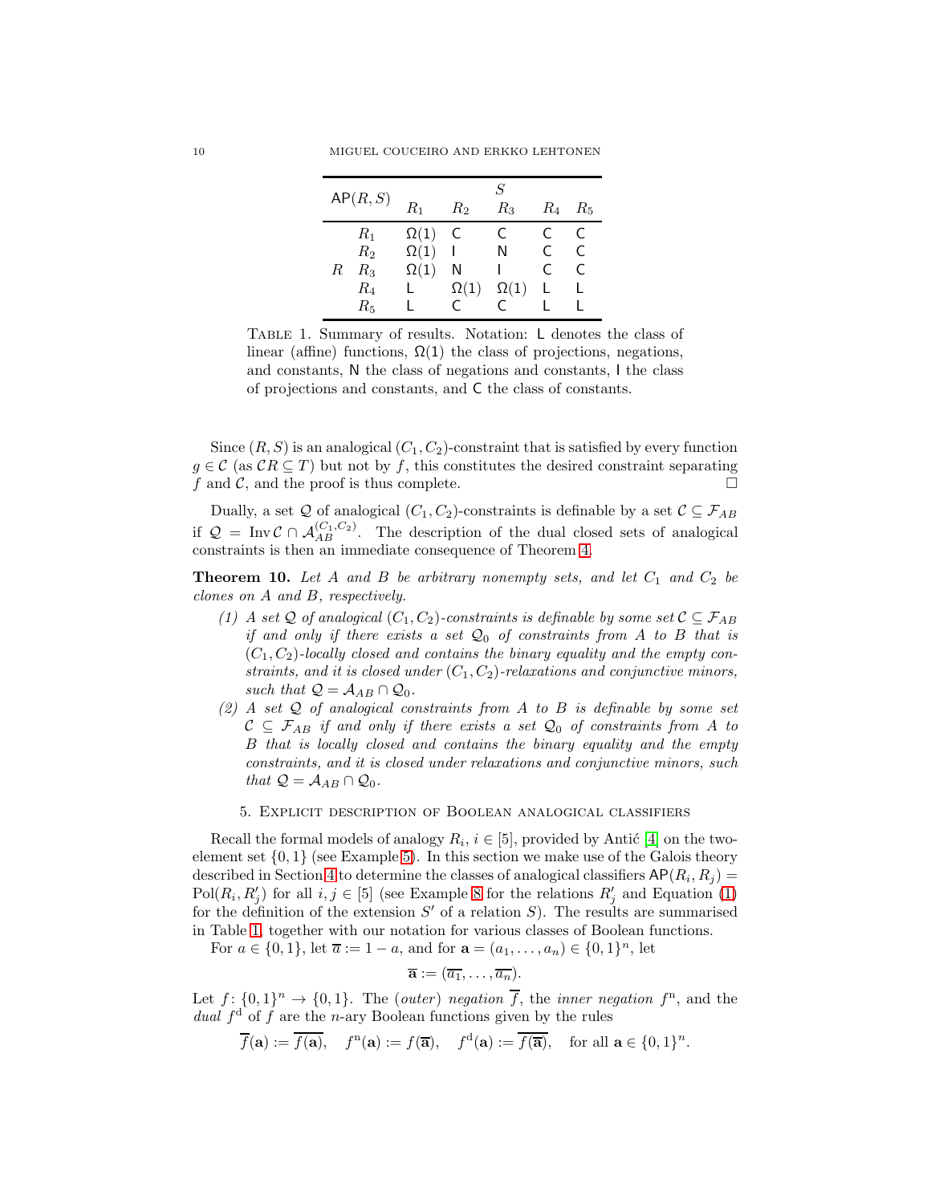| $\mathsf{AP}(R,S)$ | | $S$ | | | | |
|---|---|---|---|---|---|---|
| | | $R_1$ | $R_2$ | $R_3$ | $R_4$ | $R_5$ |
| $R$ | $R_1$ | $\Omega(1)$ | C | C | C | C |
| | $R_2$ | $\Omega(1)$ | I | N | C | C |
| | $R_3$ | $\Omega(1)$ | N | I | C | C |
| | $R_4$ | L | $\Omega(1)$ | $\Omega(1)$ | L | L |
| | $R_5$ | L | C | C | L | L |

Table 1. Summary of results. Notation: L denotes the class of linear (affine) functions, $\Omega(1)$ the class of projections, negations, and constants, N the class of negations and constants, I the class of projections and constants, and C the class of constants.

Since $(R, S)$ is an analogical $(C_1, C_2)$-constraint that is satisfied by every function $g \in \mathcal{C}$ (as $\mathcal{C}R \subseteq T$) but not by $f$, this constitutes the desired constraint separating $f$ and $\mathcal{C}$, and the proof is thus complete. □

Dually, a set $\mathcal{Q}$ of analogical $(C_1, C_2)$-constraints is definable by a set $\mathcal{C} \subseteq \mathcal{F}_{AB}$ if $\mathcal{Q} = \operatorname{Inv} \mathcal{C} \cap \mathcal{A}_{AB}^{(C_1,C_2)}$. The description of the dual closed sets of analogical constraints is then an immediate consequence of Theorem 4.

**Theorem 10.** *Let $A$ and $B$ be arbitrary nonempty sets, and let $C_1$ and $C_2$ be clones on $A$ and $B$, respectively.*

1. *A set $\mathcal{Q}$ of analogical $(C_1, C_2)$-constraints is definable by some set $\mathcal{C} \subseteq \mathcal{F}_{AB}$ if and only if there exists a set $\mathcal{Q}_0$ of constraints from $A$ to $B$ that is $(C_1, C_2)$-locally closed and contains the binary equality and the empty constraints, and it is closed under $(C_1, C_2)$-relaxations and conjunctive minors, such that $\mathcal{Q} = \mathcal{A}_{AB} \cap \mathcal{Q}_0$.*
2. *A set $\mathcal{Q}$ of analogical constraints from $A$ to $B$ is definable by some set $\mathcal{C} \subseteq \mathcal{F}_{AB}$ if and only if there exists a set $\mathcal{Q}_0$ of constraints from $A$ to $B$ that is locally closed and contains the binary equality and the empty constraints, and it is closed under relaxations and conjunctive minors, such that $\mathcal{Q} = \mathcal{A}_{AB} \cap \mathcal{Q}_0$.*

## 5. Explicit description of Boolean analogical classifiers

Recall the formal models of analogy $R_i$, $i \in [5]$, provided by Antić [4] on the two-element set $\{0, 1\}$ (see Example 5). In this section we make use of the Galois theory described in Section 4 to determine the classes of analogical classifiers $\mathsf{AP}(R_i, R_j) = \operatorname{Pol}(R_i, R'_j)$ for all $i, j \in [5]$ (see Example 8 for the relations $R'_j$ and Equation (1) for the definition of the extension $S'$ of a relation $S$). The results are summarised in Table 1, together with our notation for various classes of Boolean functions.

For $a \in \{0, 1\}$, let $\overline{a} := 1 - a$, and for $\mathbf{a} = (a_1, \dots, a_n) \in \{0, 1\}^n$, let

$$\overline{\mathbf{a}} := (\overline{a_1}, \dots, \overline{a_n}).$$

Let $f \colon \{0, 1\}^n \to \{0, 1\}$. The (*outer*) *negation* $\overline{f}$, the *inner negation* $f^{\mathrm{n}}$, and the *dual* $f^{\mathrm{d}}$ of $f$ are the $n$-ary Boolean functions given by the rules

$$\overline{f}(\mathbf{a}) := \overline{f(\mathbf{a})}, \quad f^{\mathrm{n}}(\mathbf{a}) := f(\overline{\mathbf{a}}), \quad f^{\mathrm{d}}(\mathbf{a}) := \overline{f(\overline{\mathbf{a}})}, \quad \text{for all } \mathbf{a} \in \{0, 1\}^n.$$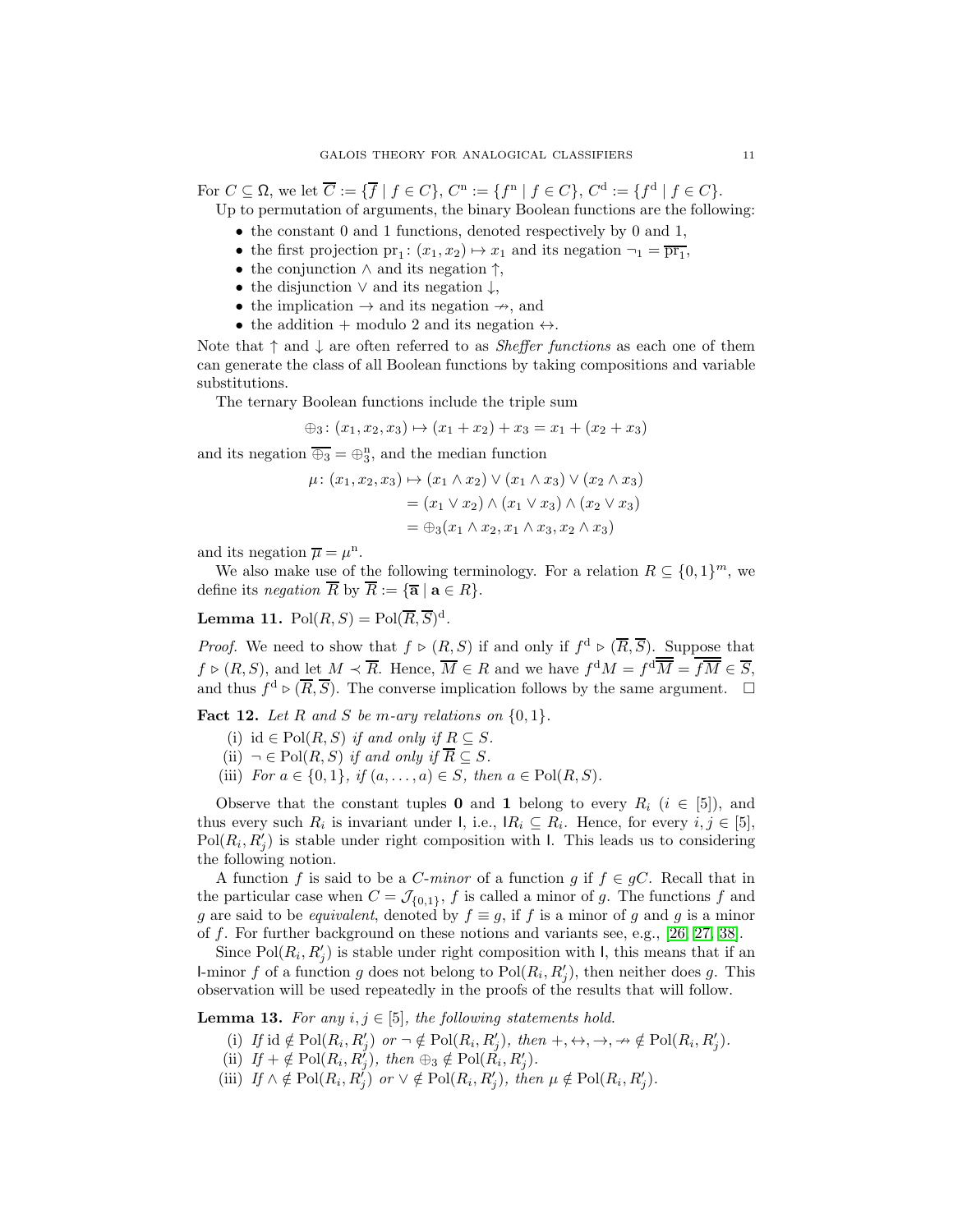For $C \subseteq \Omega$, we let $\overline{C} := \{\overline{f} \mid f \in C\}$, $C^{\mathrm{n}} := \{f^{\mathrm{n}} \mid f \in C\}$, $C^{\mathrm{d}} := \{f^{\mathrm{d}} \mid f \in C\}$.

Up to permutation of arguments, the binary Boolean functions are the following:

- the constant 0 and 1 functions, denoted respectively by 0 and 1,
- the first projection $\mathrm{pr}_1 \colon (x_1, x_2) \mapsto x_1$ and its negation $\neg_1 = \overline{\mathrm{pr}_1}$,
- the conjunction $\wedge$ and its negation $\uparrow$,
- the disjunction $\vee$ and its negation $\downarrow$,
- the implication $\rightarrow$ and its negation $\nrightarrow$, and
- the addition $+$ modulo 2 and its negation $\leftrightarrow$.

Note that $\uparrow$ and $\downarrow$ are often referred to as *Sheffer functions* as each one of them can generate the class of all Boolean functions by taking compositions and variable substitutions.

The ternary Boolean functions include the triple sum

$$\oplus_3 \colon (x_1, x_2, x_3) \mapsto (x_1 + x_2) + x_3 = x_1 + (x_2 + x_3)$$

and its negation $\overline{\oplus_3} = \oplus_3^{\mathrm{n}}$, and the median function

$$\begin{aligned}\mu \colon (x_1, x_2, x_3) &\mapsto (x_1 \wedge x_2) \vee (x_1 \wedge x_3) \vee (x_2 \wedge x_3) \\ &= (x_1 \vee x_2) \wedge (x_1 \vee x_3) \wedge (x_2 \vee x_3) \\ &= \oplus_3(x_1 \wedge x_2, x_1 \wedge x_3, x_2 \wedge x_3)\end{aligned}$$

and its negation $\overline{\mu} = \mu^{\mathrm{n}}$.

We also make use of the following terminology. For a relation $R \subseteq \{0,1\}^m$, we define its *negation* $\overline{R}$ by $\overline{R} := \{\overline{\mathbf{a}} \mid \mathbf{a} \in R\}$.

**Lemma 11.** $\mathrm{Pol}(R, S) = \mathrm{Pol}(\overline{R}, \overline{S})^{\mathrm{d}}$.

*Proof.* We need to show that $f \rhd (R, S)$ if and only if $f^{\mathrm{d}} \rhd (\overline{R}, \overline{S})$. Suppose that $f \rhd (R, S)$, and let $M \prec \overline{R}$. Hence, $\overline{M} \in R$ and we have $f^{\mathrm{d}} M = f^{\mathrm{d}} \overline{\overline{M}} = \overline{f \overline{M}} \in \overline{S}$, and thus $f^{\mathrm{d}} \rhd (\overline{R}, \overline{S})$. The converse implication follows by the same argument. $\square$

**Fact 12.** *Let $R$ and $S$ be $m$-ary relations on $\{0,1\}$.*

- (i) $\mathrm{id} \in \mathrm{Pol}(R, S)$ *if and only if* $R \subseteq S$.
- (ii) $\neg \in \mathrm{Pol}(R, S)$ *if and only if* $\overline{R} \subseteq S$.
- (iii) *For $a \in \{0,1\}$, if $(a, \dots, a) \in S$, then $a \in \mathrm{Pol}(R, S)$.*

Observe that the constant tuples $\mathbf{0}$ and $\mathbf{1}$ belong to every $R_i$ ($i \in [5]$), and thus every such $R_i$ is invariant under $\mathsf{I}$, i.e., $\mathsf{I} R_i \subseteq R_i$. Hence, for every $i, j \in [5]$, $\mathrm{Pol}(R_i, R'_j)$ is stable under right composition with $\mathsf{I}$. This leads us to considering the following notion.

A function $f$ is said to be a *$C$-minor* of a function $g$ if $f \in gC$. Recall that in the particular case when $C = \mathcal{J}_{\{0,1\}}$, $f$ is called a minor of $g$. The functions $f$ and $g$ are said to be *equivalent*, denoted by $f \equiv g$, if $f$ is a minor of $g$ and $g$ is a minor of $f$. For further background on these notions and variants see, e.g., [26, 27, 38].

Since $\mathrm{Pol}(R_i, R'_j)$ is stable under right composition with $\mathsf{I}$, this means that if an $\mathsf{I}$-minor $f$ of a function $g$ does not belong to $\mathrm{Pol}(R_i, R'_j)$, then neither does $g$. This observation will be used repeatedly in the proofs of the results that will follow.

**Lemma 13.** *For any $i, j \in [5]$, the following statements hold.*

- (i) *If* $\mathrm{id} \notin \mathrm{Pol}(R_i, R'_j)$ *or* $\neg \notin \mathrm{Pol}(R_i, R'_j)$, *then* $+, \leftrightarrow, \rightarrow, \nrightarrow \notin \mathrm{Pol}(R_i, R'_j)$.
- (ii) *If* $+ \notin \mathrm{Pol}(R_i, R'_j)$, *then* $\oplus_3 \notin \mathrm{Pol}(R_i, R'_j)$.
- (iii) *If* $\wedge \notin \mathrm{Pol}(R_i, R'_j)$ *or* $\vee \notin \mathrm{Pol}(R_i, R'_j)$, *then* $\mu \notin \mathrm{Pol}(R_i, R'_j)$.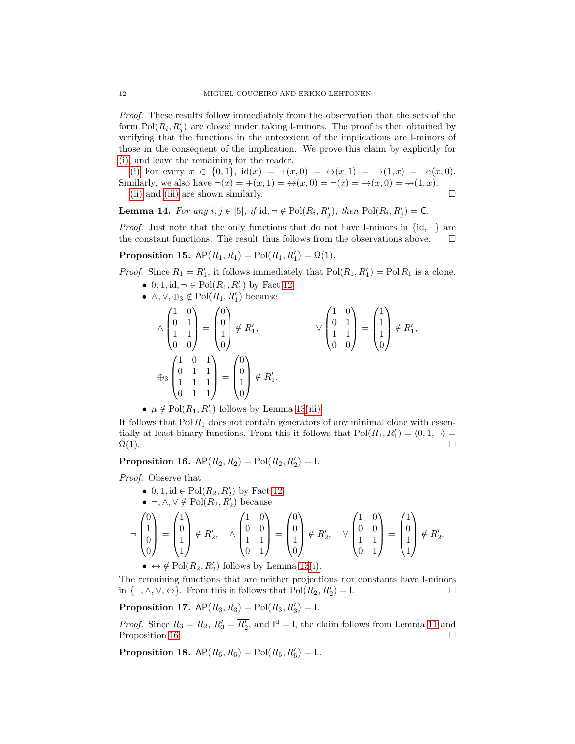*Proof.* These results follow immediately from the observation that the sets of the form $\mathrm{Pol}(R_i, R'_j)$ are closed under taking $\mathsf{I}$-minors. The proof is then obtained by verifying that the functions in the antecedent of the implications are $\mathsf{I}$-minors of those in the consequent of the implication. We prove this claim by explicitly for (i) and leave the remaining for the reader.

(i) For every $x \in \{0,1\}$, $\mathrm{id}(x) = +(x,0) = \leftrightarrow(x,1) = \rightarrow(1,x) = \nrightarrow(x,0)$. Similarly, we also have $\neg(x) = +(x,1) = \leftrightarrow(x,0) = \neg(x) = \rightarrow(x,0) = \nrightarrow(1,x)$.

(ii) and (iii) are shown similarly. $\square$

**Lemma 14.** *For any $i, j \in [5]$, if $\mathrm{id}, \neg \notin \mathrm{Pol}(R_i, R'_j)$, then $\mathrm{Pol}(R_i, R'_j) = \mathsf{C}$.*

*Proof.* Just note that the only functions that do not have $\mathsf{I}$-minors in $\{\mathrm{id}, \neg\}$ are the constant functions. The result thus follows from the observations above. $\square$

**Proposition 15.** $\mathsf{AP}(R_1, R_1) = \mathrm{Pol}(R_1, R'_1) = \Omega(1)$.

*Proof.* Since $R_1 = R'_1$, it follows immediately that $\mathrm{Pol}(R_1, R'_1) = \mathrm{Pol}\, R_1$ is a clone.

- $0, 1, \mathrm{id}, \neg \in \mathrm{Pol}(R_1, R'_1)$ by Fact 12.
- $\wedge, \vee, \oplus_3 \notin \mathrm{Pol}(R_1, R'_1)$ because

$$\wedge \begin{pmatrix} 1 & 0 \\ 0 & 1 \\ 1 & 1 \\ 0 & 0 \end{pmatrix} = \begin{pmatrix} 0 \\ 0 \\ 1 \\ 0 \end{pmatrix} \notin R'_1, \qquad \vee \begin{pmatrix} 1 & 0 \\ 0 & 1 \\ 1 & 1 \\ 0 & 0 \end{pmatrix} = \begin{pmatrix} 1 \\ 1 \\ 1 \\ 0 \end{pmatrix} \notin R'_1,$$

$$\oplus_3 \begin{pmatrix} 1 & 0 & 1 \\ 0 & 1 & 1 \\ 1 & 1 & 1 \\ 0 & 1 & 1 \end{pmatrix} = \begin{pmatrix} 0 \\ 0 \\ 1 \\ 0 \end{pmatrix} \notin R'_1.$$

- $\mu \notin \mathrm{Pol}(R_1, R'_1)$ follows by Lemma 13(iii).

It follows that $\mathrm{Pol}\, R_1$ does not contain generators of any minimal clone with essentially at least binary functions. From this it follows that $\mathrm{Pol}(R_1, R'_1) = \langle 0, 1, \neg \rangle = \Omega(1)$. $\square$

**Proposition 16.** $\mathsf{AP}(R_2, R_2) = \mathrm{Pol}(R_2, R'_2) = \mathsf{I}$.

*Proof.* Observe that

- $0, 1, \mathrm{id} \in \mathrm{Pol}(R_2, R'_2)$ by Fact 12.
- $\neg, \wedge, \vee \notin \mathrm{Pol}(R_2, R'_2)$ because

$$\neg \begin{pmatrix} 0 \\ 1 \\ 0 \\ 0 \end{pmatrix} = \begin{pmatrix} 1 \\ 0 \\ 1 \\ 1 \end{pmatrix} \notin R'_2, \quad \wedge \begin{pmatrix} 1 & 0 \\ 0 & 0 \\ 1 & 1 \\ 0 & 1 \end{pmatrix} = \begin{pmatrix} 0 \\ 0 \\ 1 \\ 0 \end{pmatrix} \notin R'_2, \quad \vee \begin{pmatrix} 1 & 0 \\ 0 & 0 \\ 1 & 1 \\ 0 & 1 \end{pmatrix} = \begin{pmatrix} 1 \\ 0 \\ 1 \\ 1 \end{pmatrix} \notin R'_2.$$

- $\leftrightarrow \notin \mathrm{Pol}(R_2, R'_2)$ follows by Lemma 13(i).

The remaining functions that are neither projections nor constants have $\mathsf{I}$-minors in $\{\neg, \wedge, \vee, \leftrightarrow\}$. From this it follows that $\mathrm{Pol}(R_2, R'_2) = \mathsf{I}$. $\square$

**Proposition 17.** $\mathsf{AP}(R_3, R_3) = \mathrm{Pol}(R_3, R'_3) = \mathsf{I}$.

*Proof.* Since $R_3 = \overline{R_2}$, $R'_3 = \overline{R'_2}$, and $\mathsf{I}^{\mathrm{d}} = \mathsf{I}$, the claim follows from Lemma 11 and Proposition 16. $\square$

**Proposition 18.** $\mathsf{AP}(R_5, R_5) = \mathrm{Pol}(R_5, R'_5) = \mathsf{L}$.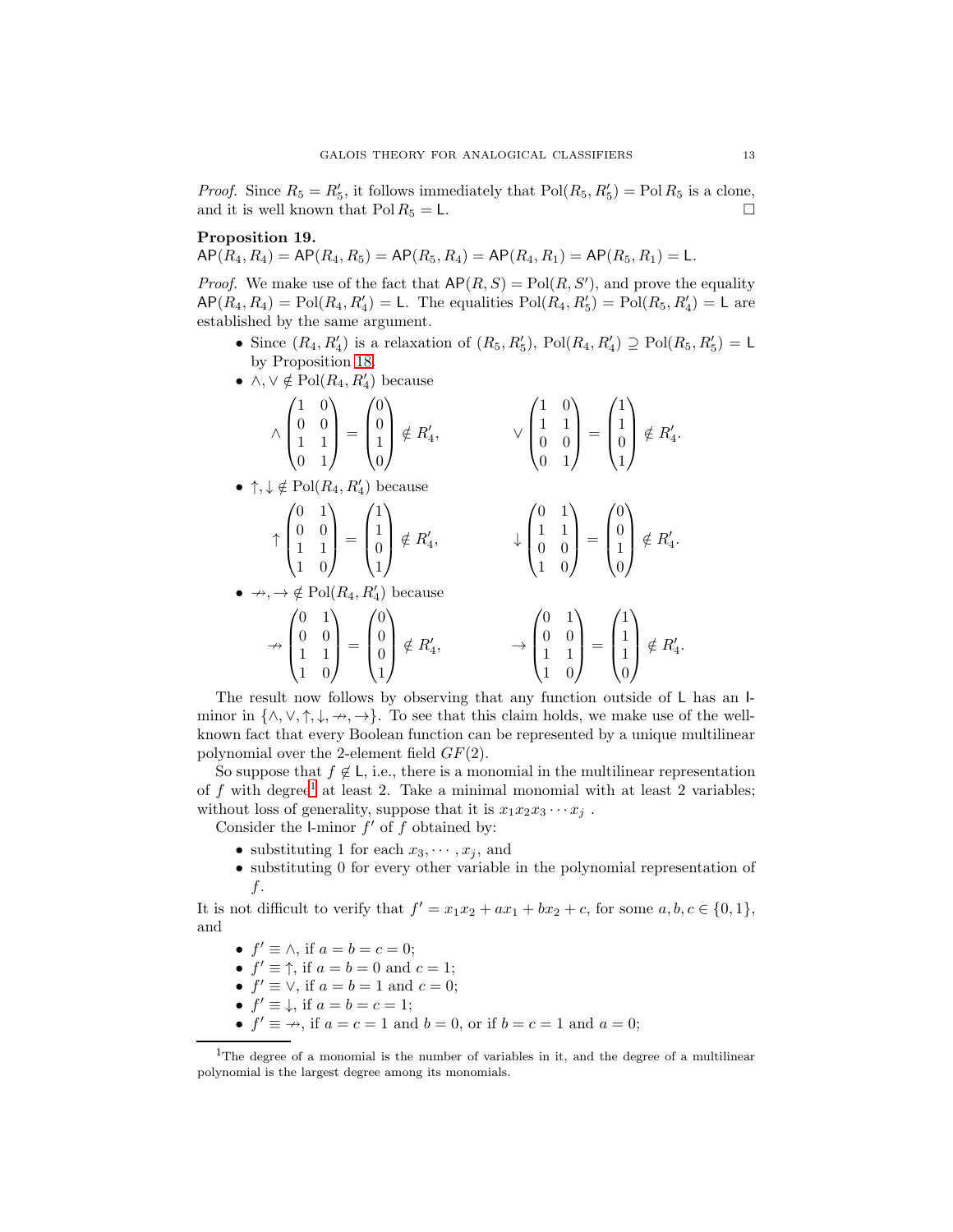*Proof.* Since $R_5 = R'_5$, it follows immediately that $\mathrm{Pol}(R_5, R'_5) = \mathrm{Pol}\, R_5$ is a clone, and it is well known that $\mathrm{Pol}\, R_5 = \mathsf{L}$. □

**Proposition 19.**
$\mathsf{AP}(R_4, R_4) = \mathsf{AP}(R_4, R_5) = \mathsf{AP}(R_5, R_4) = \mathsf{AP}(R_4, R_1) = \mathsf{AP}(R_5, R_1) = \mathsf{L}$.

*Proof.* We make use of the fact that $\mathsf{AP}(R, S) = \mathrm{Pol}(R, S')$, and prove the equality $\mathsf{AP}(R_4, R_4) = \mathrm{Pol}(R_4, R'_4) = \mathsf{L}$. The equalities $\mathrm{Pol}(R_4, R'_5) = \mathrm{Pol}(R_5, R'_4) = \mathsf{L}$ are established by the same argument.

- Since $(R_4, R'_4)$ is a relaxation of $(R_5, R'_5)$, $\mathrm{Pol}(R_4, R'_4) \supseteq \mathrm{Pol}(R_5, R'_5) = \mathsf{L}$ by Proposition 18.
- $\wedge, \vee \notin \mathrm{Pol}(R_4, R'_4)$ because

$$\wedge \begin{pmatrix} 1 & 0 \\ 0 & 0 \\ 1 & 1 \\ 0 & 1 \end{pmatrix} = \begin{pmatrix} 0 \\ 0 \\ 1 \\ 0 \end{pmatrix} \notin R'_4, \qquad \vee \begin{pmatrix} 1 & 0 \\ 1 & 1 \\ 0 & 0 \\ 0 & 1 \end{pmatrix} = \begin{pmatrix} 1 \\ 1 \\ 0 \\ 1 \end{pmatrix} \notin R'_4.$$

- $\uparrow, \downarrow \notin \mathrm{Pol}(R_4, R'_4)$ because

$$\uparrow \begin{pmatrix} 0 & 1 \\ 0 & 0 \\ 1 & 1 \\ 1 & 0 \end{pmatrix} = \begin{pmatrix} 1 \\ 1 \\ 0 \\ 1 \end{pmatrix} \notin R'_4, \qquad \downarrow \begin{pmatrix} 0 & 1 \\ 1 & 1 \\ 0 & 0 \\ 1 & 0 \end{pmatrix} = \begin{pmatrix} 0 \\ 0 \\ 1 \\ 0 \end{pmatrix} \notin R'_4.$$

- $\nrightarrow, \rightarrow \notin \mathrm{Pol}(R_4, R'_4)$ because

$$\nrightarrow \begin{pmatrix} 0 & 1 \\ 0 & 0 \\ 1 & 1 \\ 1 & 0 \end{pmatrix} = \begin{pmatrix} 0 \\ 0 \\ 0 \\ 1 \end{pmatrix} \notin R'_4, \qquad \rightarrow \begin{pmatrix} 0 & 1 \\ 0 & 0 \\ 1 & 1 \\ 1 & 0 \end{pmatrix} = \begin{pmatrix} 1 \\ 1 \\ 1 \\ 0 \end{pmatrix} \notin R'_4.$$

The result now follows by observing that any function outside of $\mathsf{L}$ has an $\mathsf{I}$-minor in $\{\wedge, \vee, \uparrow, \downarrow, \nrightarrow, \rightarrow\}$. To see that this claim holds, we make use of the well-known fact that every Boolean function can be represented by a unique multilinear polynomial over the 2-element field $GF(2)$.

So suppose that $f \notin \mathsf{L}$, i.e., there is a monomial in the multilinear representation of $f$ with degree[1] at least 2. Take a minimal monomial with at least 2 variables; without loss of generality, suppose that it is $x_1 x_2 x_3 \cdots x_j$ .

Consider the $\mathsf{I}$-minor $f'$ of $f$ obtained by:

- substituting 1 for each $x_3, \cdots, x_j$, and
- substituting 0 for every other variable in the polynomial representation of $f$.

It is not difficult to verify that $f' = x_1 x_2 + a x_1 + b x_2 + c$, for some $a, b, c \in \{0, 1\}$, and

- $f' \equiv \wedge$, if $a = b = c = 0$;
- $f' \equiv \uparrow$, if $a = b = 0$ and $c = 1$;
- $f' \equiv \vee$, if $a = b = 1$ and $c = 0$;
- $f' \equiv \downarrow$, if $a = b = c = 1$;
- $f' \equiv \nrightarrow$, if $a = c = 1$ and $b = 0$, or if $b = c = 1$ and $a = 0$;

[1] The degree of a monomial is the number of variables in it, and the degree of a multilinear polynomial is the largest degree among its monomials.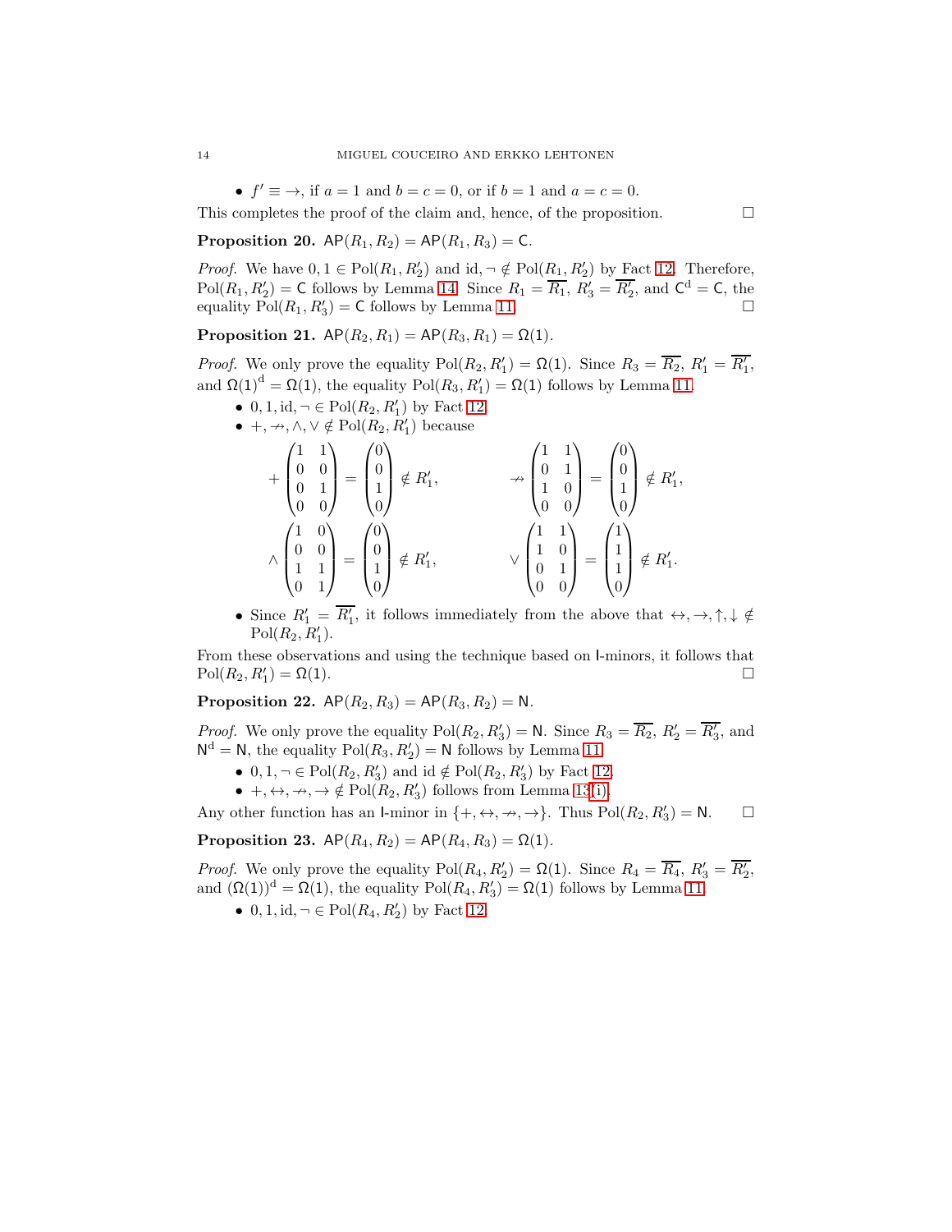- $f' \equiv \rightarrow$, if $a = 1$ and $b = c = 0$, or if $b = 1$ and $a = c = 0$.

This completes the proof of the claim and, hence, of the proposition. $\square$

**Proposition 20.** $\mathsf{AP}(R_1, R_2) = \mathsf{AP}(R_1, R_3) = \mathsf{C}$.

*Proof.* We have $0, 1 \in \mathrm{Pol}(R_1, R_2')$ and $\mathrm{id}, \neg \notin \mathrm{Pol}(R_1, R_2')$ by Fact 12. Therefore, $\mathrm{Pol}(R_1, R_2') = \mathsf{C}$ follows by Lemma 14. Since $R_1 = \overline{R_1}$, $R_3' = \overline{R_2'}$, and $\mathsf{C}^{\mathrm{d}} = \mathsf{C}$, the equality $\mathrm{Pol}(R_1, R_3') = \mathsf{C}$ follows by Lemma 11. $\square$

**Proposition 21.** $\mathsf{AP}(R_2, R_1) = \mathsf{AP}(R_3, R_1) = \Omega(1)$.

*Proof.* We only prove the equality $\mathrm{Pol}(R_2, R_1') = \Omega(1)$. Since $R_3 = \overline{R_2}$, $R_1' = \overline{R_1'}$, and $\Omega(1)^{\mathrm{d}} = \Omega(1)$, the equality $\mathrm{Pol}(R_3, R_1') = \Omega(1)$ follows by Lemma 11.

- $0, 1, \mathrm{id}, \neg \in \mathrm{Pol}(R_2, R_1')$ by Fact 12.
- $+, \nrightarrow, \wedge, \vee \notin \mathrm{Pol}(R_2, R_1')$ because

$$+\begin{pmatrix}1 & 1\\0 & 0\\0 & 1\\0 & 0\end{pmatrix} = \begin{pmatrix}0\\0\\1\\0\end{pmatrix} \notin R_1', \qquad \nrightarrow\begin{pmatrix}1 & 1\\0 & 1\\1 & 0\\0 & 0\end{pmatrix} = \begin{pmatrix}0\\0\\1\\0\end{pmatrix} \notin R_1',$$

$$\wedge\begin{pmatrix}1 & 0\\0 & 0\\1 & 1\\0 & 1\end{pmatrix} = \begin{pmatrix}0\\0\\1\\0\end{pmatrix} \notin R_1', \qquad \vee\begin{pmatrix}1 & 1\\1 & 0\\0 & 1\\0 & 0\end{pmatrix} = \begin{pmatrix}1\\1\\1\\0\end{pmatrix} \notin R_1'.$$

- Since $R_1' = \overline{R_1'}$, it follows immediately from the above that $\leftrightarrow, \rightarrow, \uparrow, \downarrow \notin \mathrm{Pol}(R_2, R_1')$.

From these observations and using the technique based on $\mathsf{I}$-minors, it follows that $\mathrm{Pol}(R_2, R_1') = \Omega(1)$. $\square$

**Proposition 22.** $\mathsf{AP}(R_2, R_3) = \mathsf{AP}(R_3, R_2) = \mathsf{N}$.

*Proof.* We only prove the equality $\mathrm{Pol}(R_2, R_3') = \mathsf{N}$. Since $R_3 = \overline{R_2}$, $R_2' = \overline{R_3'}$, and $\mathsf{N}^{\mathrm{d}} = \mathsf{N}$, the equality $\mathrm{Pol}(R_3, R_2') = \mathsf{N}$ follows by Lemma 11.

- $0, 1, \neg \in \mathrm{Pol}(R_2, R_3')$ and $\mathrm{id} \notin \mathrm{Pol}(R_2, R_3')$ by Fact 12.
- $+, \leftrightarrow, \nrightarrow, \rightarrow \notin \mathrm{Pol}(R_2, R_3')$ follows from Lemma 13(i).

Any other function has an $\mathsf{I}$-minor in $\{+, \leftrightarrow, \nrightarrow, \rightarrow\}$. Thus $\mathrm{Pol}(R_2, R_3') = \mathsf{N}$. $\square$

**Proposition 23.** $\mathsf{AP}(R_4, R_2) = \mathsf{AP}(R_4, R_3) = \Omega(1)$.

*Proof.* We only prove the equality $\mathrm{Pol}(R_4, R_2') = \Omega(1)$. Since $R_4 = \overline{R_4}$, $R_3' = \overline{R_2'}$, and $(\Omega(1))^{\mathrm{d}} = \Omega(1)$, the equality $\mathrm{Pol}(R_4, R_3') = \Omega(1)$ follows by Lemma 11.

- $0, 1, \mathrm{id}, \neg \in \mathrm{Pol}(R_4, R_2')$ by Fact 12.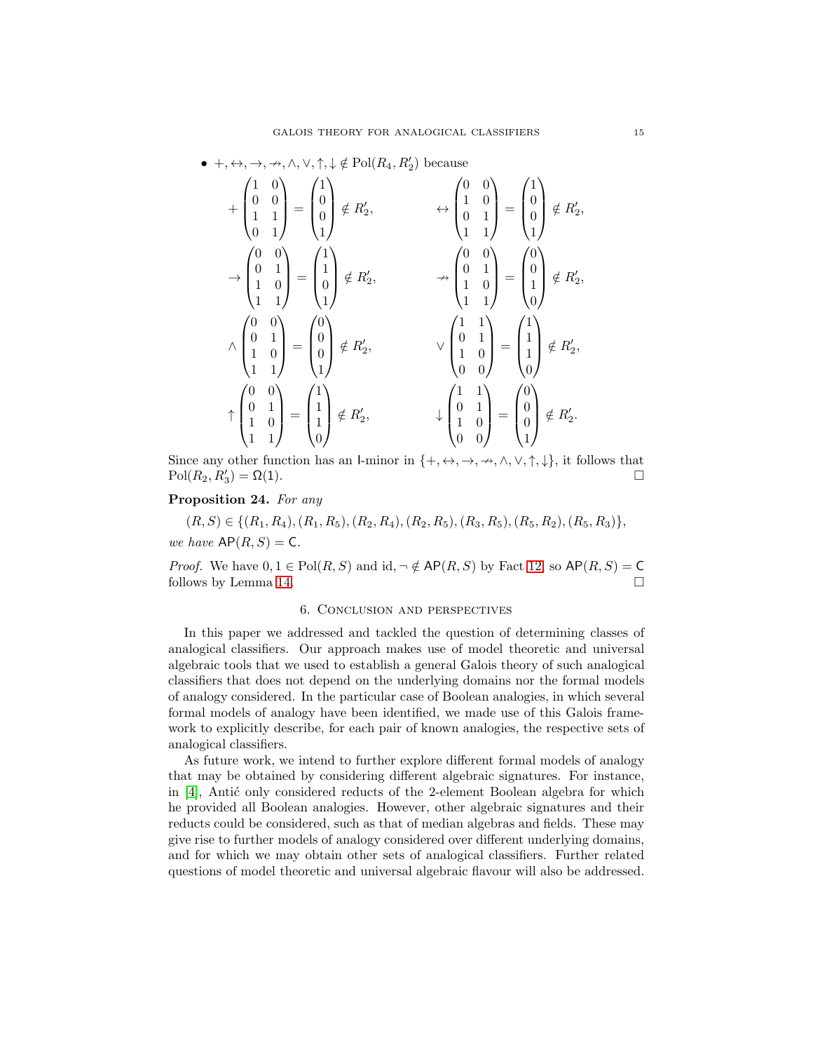- $+, \leftrightarrow, \rightarrow, \nrightarrow, \wedge, \vee, \uparrow, \downarrow \notin \mathrm{Pol}(R_4, R_2')$ because

$$+\begin{pmatrix}1&0\\0&0\\1&1\\0&1\end{pmatrix}=\begin{pmatrix}1\\0\\0\\1\end{pmatrix}\notin R_2', \qquad \leftrightarrow\begin{pmatrix}0&0\\1&0\\0&1\\1&1\end{pmatrix}=\begin{pmatrix}1\\0\\0\\1\end{pmatrix}\notin R_2',$$

$$\rightarrow\begin{pmatrix}0&0\\0&1\\1&0\\1&1\end{pmatrix}=\begin{pmatrix}1\\1\\0\\1\end{pmatrix}\notin R_2', \qquad \nrightarrow\begin{pmatrix}0&0\\0&1\\1&0\\1&1\end{pmatrix}=\begin{pmatrix}0\\0\\1\\0\end{pmatrix}\notin R_2',$$

$$\wedge\begin{pmatrix}0&0\\0&1\\1&0\\1&1\end{pmatrix}=\begin{pmatrix}0\\0\\0\\1\end{pmatrix}\notin R_2', \qquad \vee\begin{pmatrix}1&1\\0&1\\1&0\\0&0\end{pmatrix}=\begin{pmatrix}1\\1\\1\\0\end{pmatrix}\notin R_2',$$

$$\uparrow\begin{pmatrix}0&0\\0&1\\1&0\\1&1\end{pmatrix}=\begin{pmatrix}1\\1\\1\\0\end{pmatrix}\notin R_2', \qquad \downarrow\begin{pmatrix}1&1\\0&1\\1&0\\0&0\end{pmatrix}=\begin{pmatrix}0\\0\\0\\1\end{pmatrix}\notin R_2'.$$

Since any other function has an $\mathsf{I}$-minor in $\{+, \leftrightarrow, \rightarrow, \nrightarrow, \wedge, \vee, \uparrow, \downarrow\}$, it follows that $\mathrm{Pol}(R_2, R_3') = \Omega(1)$. $\square$

**Proposition 24.** *For any*

$$(R, S) \in \{(R_1, R_4), (R_1, R_5), (R_2, R_4), (R_2, R_5), (R_3, R_5), (R_5, R_2), (R_5, R_3)\},$$

*we have* $\mathsf{AP}(R, S) = \mathsf{C}$.

*Proof.* We have $0, 1 \in \mathrm{Pol}(R, S)$ and $\mathrm{id}, \neg \notin \mathsf{AP}(R, S)$ by Fact 12, so $\mathsf{AP}(R, S) = \mathsf{C}$ follows by Lemma 14. $\square$

## 6. Conclusion and perspectives

In this paper we addressed and tackled the question of determining classes of analogical classifiers. Our approach makes use of model theoretic and universal algebraic tools that we used to establish a general Galois theory of such analogical classifiers that does not depend on the underlying domains nor the formal models of analogy considered. In the particular case of Boolean analogies, in which several formal models of analogy have been identified, we made use of this Galois framework to explicitly describe, for each pair of known analogies, the respective sets of analogical classifiers.

As future work, we intend to further explore different formal models of analogy that may be obtained by considering different algebraic signatures. For instance, in [4], Antić only considered reducts of the 2-element Boolean algebra for which he provided all Boolean analogies. However, other algebraic signatures and their reducts could be considered, such as that of median algebras and fields. These may give rise to further models of analogy considered over different underlying domains, and for which we may obtain other sets of analogical classifiers. Further related questions of model theoretic and universal algebraic flavour will also be addressed.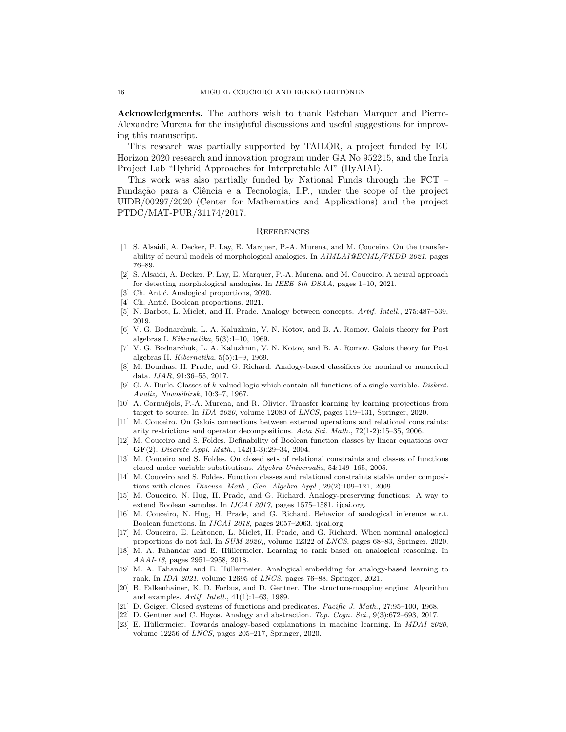**Acknowledgments.** The authors wish to thank Esteban Marquer and Pierre-Alexandre Murena for the insightful discussions and useful suggestions for improving this manuscript.

This research was partially supported by TAILOR, a project funded by EU Horizon 2020 research and innovation program under GA No 952215, and the Inria Project Lab "Hybrid Approaches for Interpretable AI" (HyAIAI).

This work was also partially funded by National Funds through the FCT – Fundação para a Ciência e a Tecnologia, I.P., under the scope of the project UIDB/00297/2020 (Center for Mathematics and Applications) and the project PTDC/MAT-PUR/31174/2017.

## References

[1] S. Alsaidi, A. Decker, P. Lay, E. Marquer, P.-A. Murena, and M. Couceiro. On the transferability of neural models of morphological analogies. In *AIMLAI@ECML/PKDD 2021*, pages 76–89.

[2] S. Alsaidi, A. Decker, P. Lay, E. Marquer, P.-A. Murena, and M. Couceiro. A neural approach for detecting morphological analogies. In *IEEE 8th DSAA*, pages 1–10, 2021.

[3] Ch. Antić. Analogical proportions, 2020.

[4] Ch. Antić. Boolean proportions, 2021.

[5] N. Barbot, L. Miclet, and H. Prade. Analogy between concepts. *Artif. Intell.*, 275:487–539, 2019.

[6] V. G. Bodnarchuk, L. A. Kaluzhnin, V. N. Kotov, and B. A. Romov. Galois theory for Post algebras I. *Kibernetika*, 5(3):1–10, 1969.

[7] V. G. Bodnarchuk, L. A. Kaluzhnin, V. N. Kotov, and B. A. Romov. Galois theory for Post algebras II. *Kibernetika*, 5(5):1–9, 1969.

[8] M. Bounhas, H. Prade, and G. Richard. Analogy-based classifiers for nominal or numerical data. *IJAR*, 91:36–55, 2017.

[9] G. A. Burle. Classes of $k$-valued logic which contain all functions of a single variable. *Diskret. Analiz, Novosibirsk*, 10:3–7, 1967.

[10] A. Cornuéjols, P.-A. Murena, and R. Olivier. Transfer learning by learning projections from target to source. In *IDA 2020*, volume 12080 of *LNCS*, pages 119–131, Springer, 2020.

[11] M. Couceiro. On Galois connections between external operations and relational constraints: arity restrictions and operator decompositions. *Acta Sci. Math.*, 72(1-2):15–35, 2006.

[12] M. Couceiro and S. Foldes. Definability of Boolean function classes by linear equations over **GF**(2). *Discrete Appl. Math.*, 142(1-3):29–34, 2004.

[13] M. Couceiro and S. Foldes. On closed sets of relational constraints and classes of functions closed under variable substitutions. *Algebra Universalis*, 54:149–165, 2005.

[14] M. Couceiro and S. Foldes. Function classes and relational constraints stable under compositions with clones. *Discuss. Math., Gen. Algebra Appl.*, 29(2):109–121, 2009.

[15] M. Couceiro, N. Hug, H. Prade, and G. Richard. Analogy-preserving functions: A way to extend Boolean samples. In *IJCAI 2017*, pages 1575–1581. ijcai.org.

[16] M. Couceiro, N. Hug, H. Prade, and G. Richard. Behavior of analogical inference w.r.t. Boolean functions. In *IJCAI 2018*, pages 2057–2063. ijcai.org.

[17] M. Couceiro, E. Lehtonen, L. Miclet, H. Prade, and G. Richard. When nominal analogical proportions do not fail. In *SUM 2020,*, volume 12322 of *LNCS*, pages 68–83, Springer, 2020.

[18] M. A. Fahandar and E. Hüllermeier. Learning to rank based on analogical reasoning. In *AAAI-18*, pages 2951–2958, 2018.

[19] M. A. Fahandar and E. Hüllermeier. Analogical embedding for analogy-based learning to rank. In *IDA 2021*, volume 12695 of *LNCS*, pages 76–88, Springer, 2021.

[20] B. Falkenhainer, K. D. Forbus, and D. Gentner. The structure-mapping engine: Algorithm and examples. *Artif. Intell.*, 41(1):1–63, 1989.

[21] D. Geiger. Closed systems of functions and predicates. *Pacific J. Math.*, 27:95–100, 1968.

[22] D. Gentner and C. Hoyos. Analogy and abstraction. *Top. Cogn. Sci.*, 9(3):672–693, 2017.

[23] E. Hüllermeier. Towards analogy-based explanations in machine learning. In *MDAI 2020*, volume 12256 of *LNCS*, pages 205–217, Springer, 2020.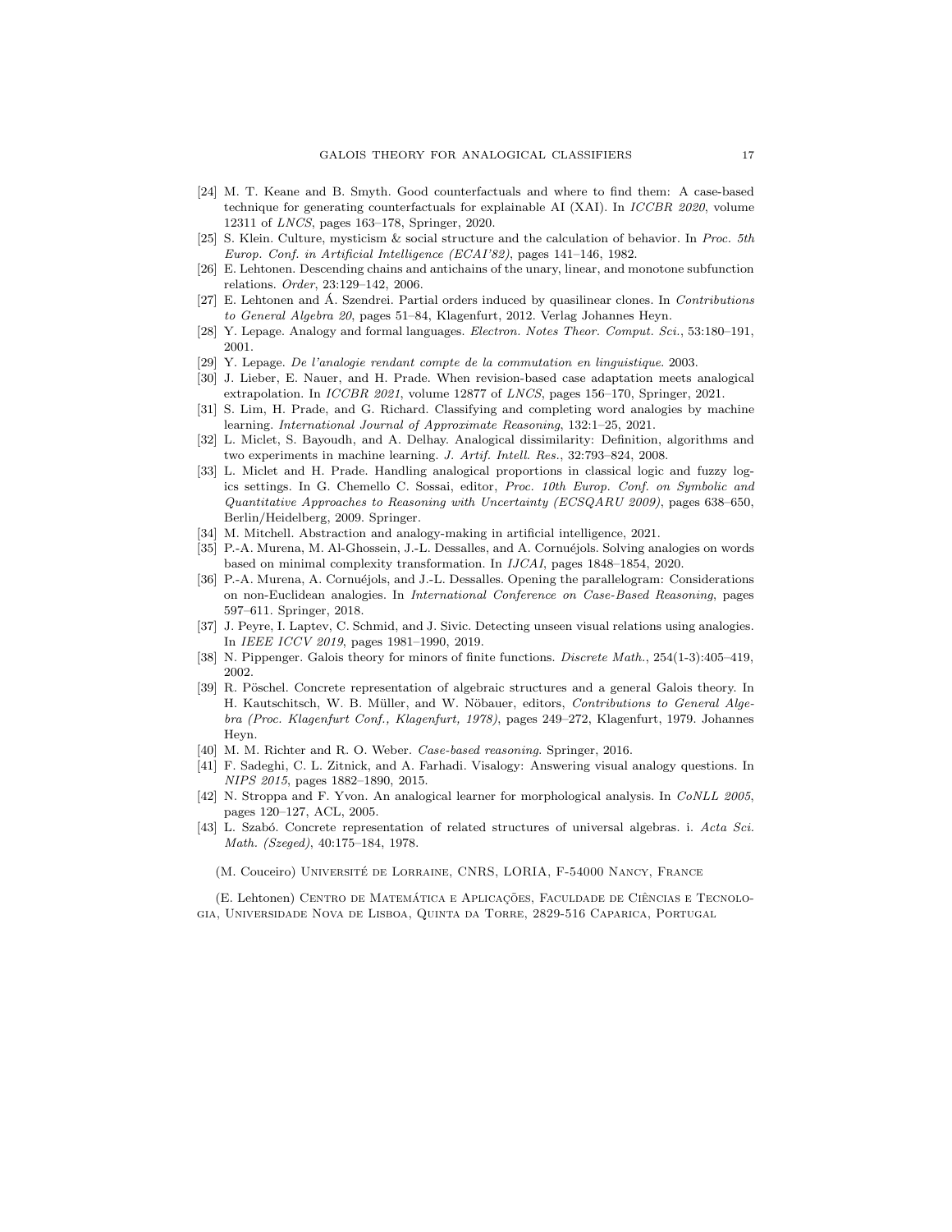[24] M. T. Keane and B. Smyth. Good counterfactuals and where to find them: A case-based technique for generating counterfactuals for explainable AI (XAI). In *ICCBR 2020*, volume 12311 of *LNCS*, pages 163–178, Springer, 2020.

[25] S. Klein. Culture, mysticism & social structure and the calculation of behavior. In *Proc. 5th Europ. Conf. in Artificial Intelligence (ECAI'82)*, pages 141–146, 1982.

[26] E. Lehtonen. Descending chains and antichains of the unary, linear, and monotone subfunction relations. *Order*, 23:129–142, 2006.

[27] E. Lehtonen and Á. Szendrei. Partial orders induced by quasilinear clones. In *Contributions to General Algebra 20*, pages 51–84, Klagenfurt, 2012. Verlag Johannes Heyn.

[28] Y. Lepage. Analogy and formal languages. *Electron. Notes Theor. Comput. Sci.*, 53:180–191, 2001.

[29] Y. Lepage. *De l'analogie rendant compte de la commutation en linguistique*. 2003.

[30] J. Lieber, E. Nauer, and H. Prade. When revision-based case adaptation meets analogical extrapolation. In *ICCBR 2021*, volume 12877 of *LNCS*, pages 156–170, Springer, 2021.

[31] S. Lim, H. Prade, and G. Richard. Classifying and completing word analogies by machine learning. *International Journal of Approximate Reasoning*, 132:1–25, 2021.

[32] L. Miclet, S. Bayoudh, and A. Delhay. Analogical dissimilarity: Definition, algorithms and two experiments in machine learning. *J. Artif. Intell. Res.*, 32:793–824, 2008.

[33] L. Miclet and H. Prade. Handling analogical proportions in classical logic and fuzzy logics settings. In G. Chemello C. Sossai, editor, *Proc. 10th Europ. Conf. on Symbolic and Quantitative Approaches to Reasoning with Uncertainty (ECSQARU 2009)*, pages 638–650, Berlin/Heidelberg, 2009. Springer.

[34] M. Mitchell. Abstraction and analogy-making in artificial intelligence, 2021.

[35] P.-A. Murena, M. Al-Ghossein, J.-L. Dessalles, and A. Cornuéjols. Solving analogies on words based on minimal complexity transformation. In *IJCAI*, pages 1848–1854, 2020.

[36] P.-A. Murena, A. Cornuéjols, and J.-L. Dessalles. Opening the parallelogram: Considerations on non-Euclidean analogies. In *International Conference on Case-Based Reasoning*, pages 597–611. Springer, 2018.

[37] J. Peyre, I. Laptev, C. Schmid, and J. Sivic. Detecting unseen visual relations using analogies. In *IEEE ICCV 2019*, pages 1981–1990, 2019.

[38] N. Pippenger. Galois theory for minors of finite functions. *Discrete Math.*, 254(1-3):405–419, 2002.

[39] R. Pöschel. Concrete representation of algebraic structures and a general Galois theory. In H. Kautschitsch, W. B. Müller, and W. Nöbauer, editors, *Contributions to General Algebra (Proc. Klagenfurt Conf., Klagenfurt, 1978)*, pages 249–272, Klagenfurt, 1979. Johannes Heyn.

[40] M. M. Richter and R. O. Weber. *Case-based reasoning*. Springer, 2016.

[41] F. Sadeghi, C. L. Zitnick, and A. Farhadi. Visalogy: Answering visual analogy questions. In *NIPS 2015*, pages 1882–1890, 2015.

[42] N. Stroppa and F. Yvon. An analogical learner for morphological analysis. In *CoNLL 2005*, pages 120–127, ACL, 2005.

[43] L. Szabó. Concrete representation of related structures of universal algebras. i. *Acta Sci. Math. (Szeged)*, 40:175–184, 1978.

(M. Couceiro) Université de Lorraine, CNRS, LORIA, F-54000 Nancy, France

(E. Lehtonen) Centro de Matemática e Aplicações, Faculdade de Ciências e Tecnologia, Universidade Nova de Lisboa, Quinta da Torre, 2829-516 Caparica, Portugal